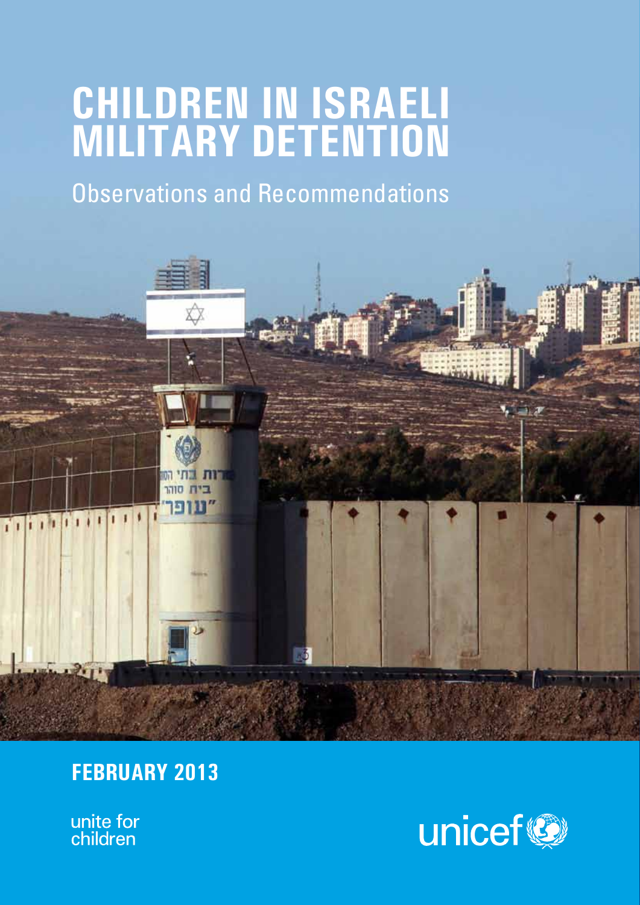# CHILDREN IN ISRAELI MILITARY DETENTION

## Observations and Recommendations

**FEBRUARY 2013**

unite for children

unicef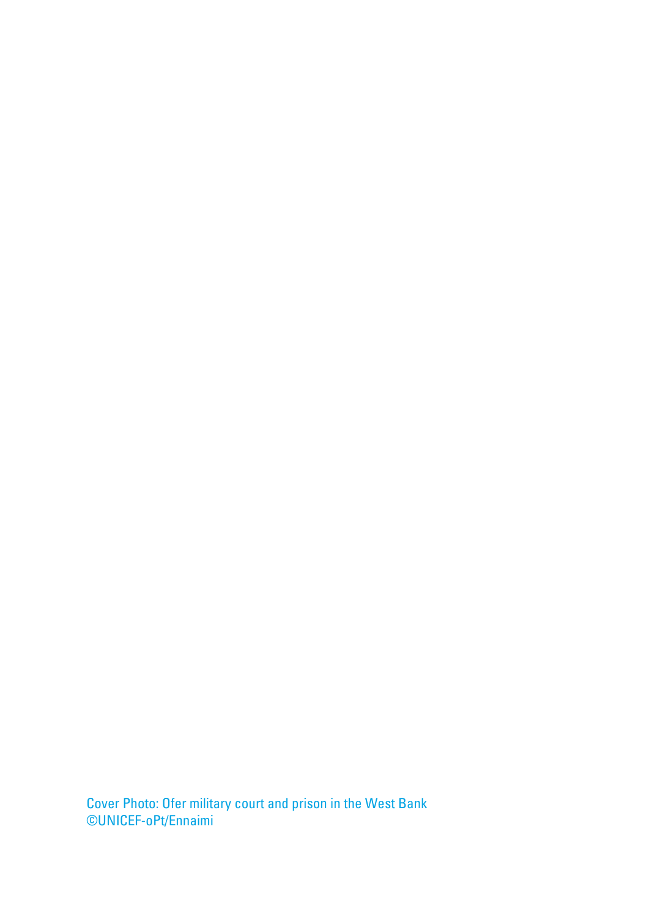Cover Photo: Ofer military court and prison in the West Bank
©UNICEF-oPt/Ennaimi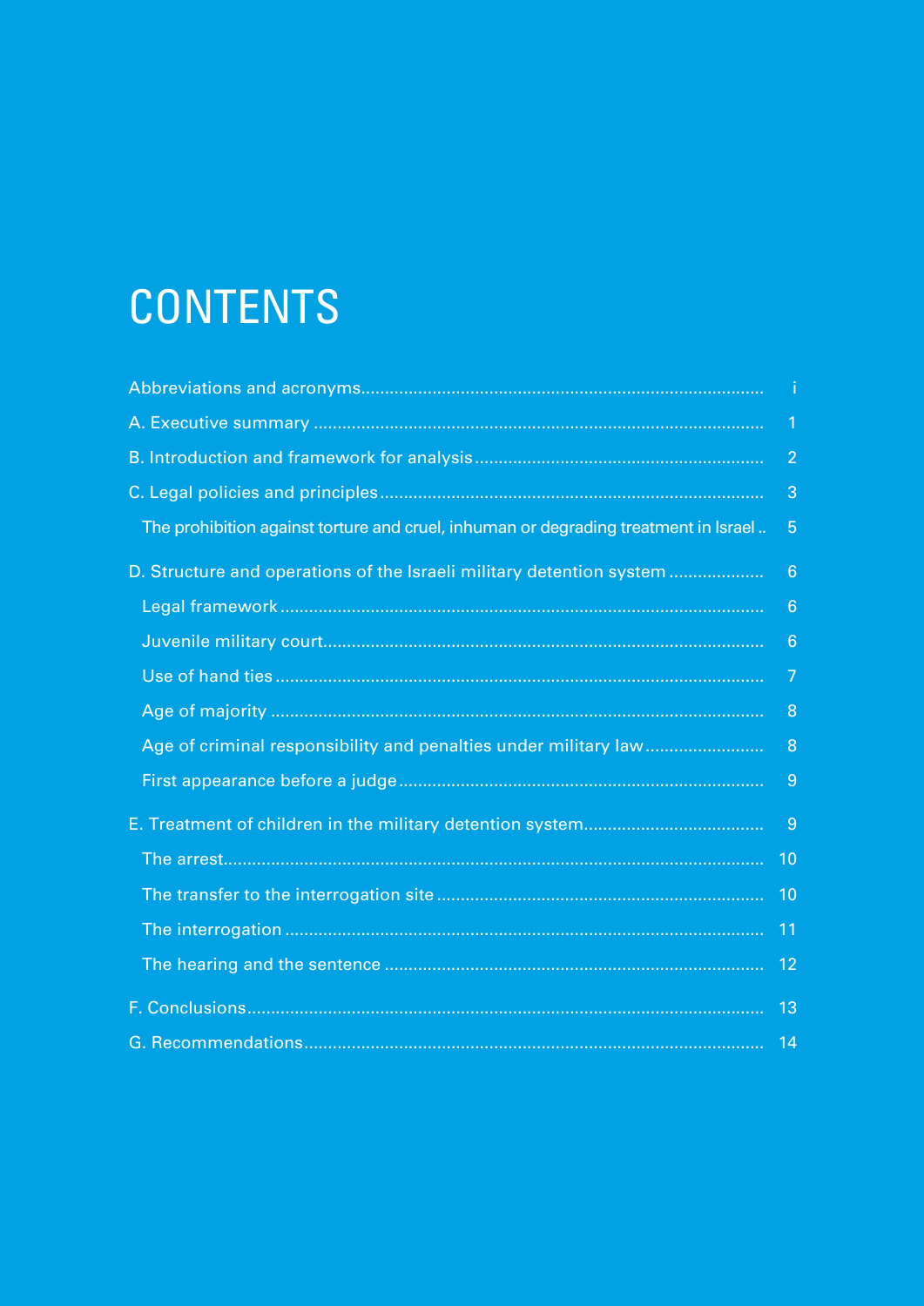# CONTENTS

| | |
|---|---|
| Abbreviations and acronyms | i |
| A. Executive summary | 1 |
| B. Introduction and framework for analysis | 2 |
| C. Legal policies and principles | 3 |
| The prohibition against torture and cruel, inhuman or degrading treatment in Israel | 5 |
| D. Structure and operations of the Israeli military detention system | 6 |
| Legal framework | 6 |
| Juvenile military court | 6 |
| Use of hand ties | 7 |
| Age of majority | 8 |
| Age of criminal responsibility and penalties under military law | 8 |
| First appearance before a judge | 9 |
| E. Treatment of children in the military detention system | 9 |
| The arrest | 10 |
| The transfer to the interrogation site | 10 |
| The interrogation | 11 |
| The hearing and the sentence | 12 |
| F. Conclusions | 13 |
| G. Recommendations | 14 |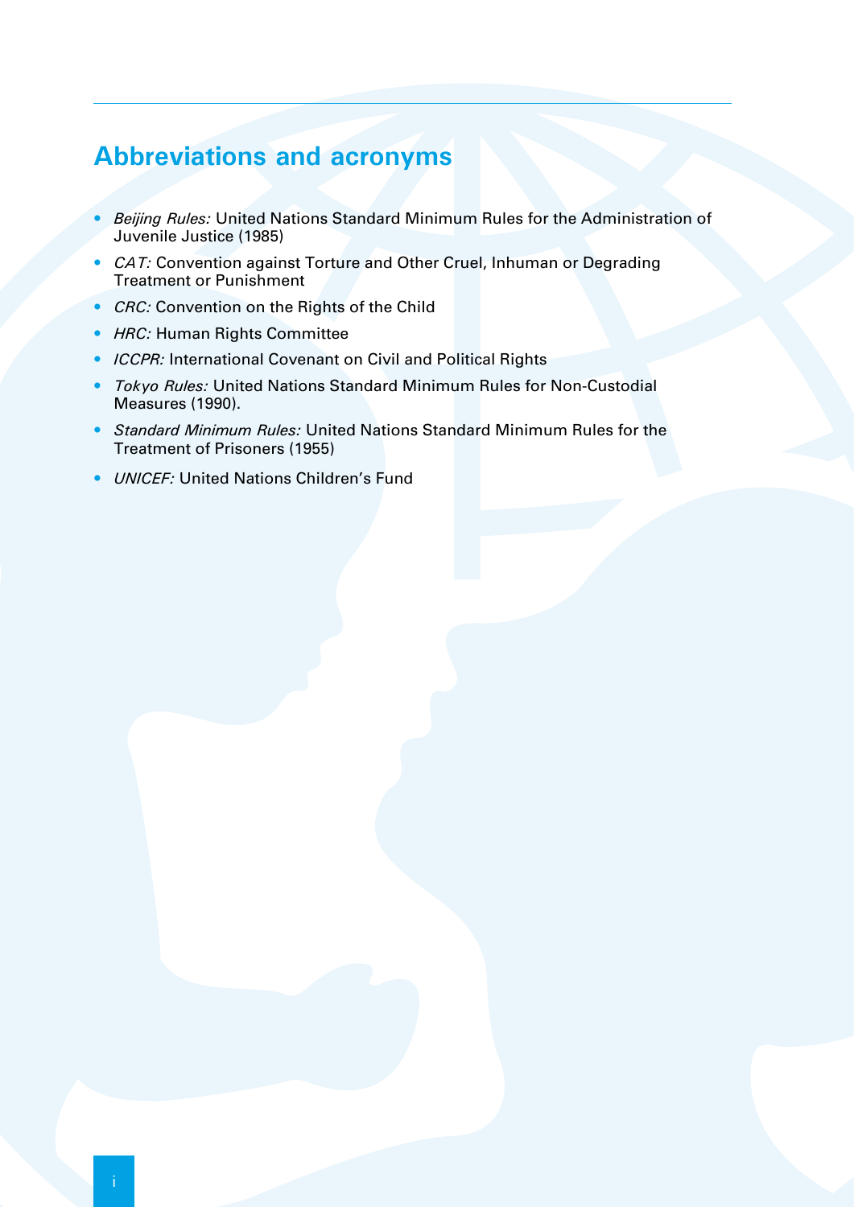## Abbreviations and acronyms

- *Beijing Rules:* United Nations Standard Minimum Rules for the Administration of Juvenile Justice (1985)
- *CAT:* Convention against Torture and Other Cruel, Inhuman or Degrading Treatment or Punishment
- *CRC:* Convention on the Rights of the Child
- *HRC:* Human Rights Committee
- *ICCPR:* International Covenant on Civil and Political Rights
- *Tokyo Rules:* United Nations Standard Minimum Rules for Non-Custodial Measures (1990).
- *Standard Minimum Rules:* United Nations Standard Minimum Rules for the Treatment of Prisoners (1955)
- *UNICEF:* United Nations Children's Fund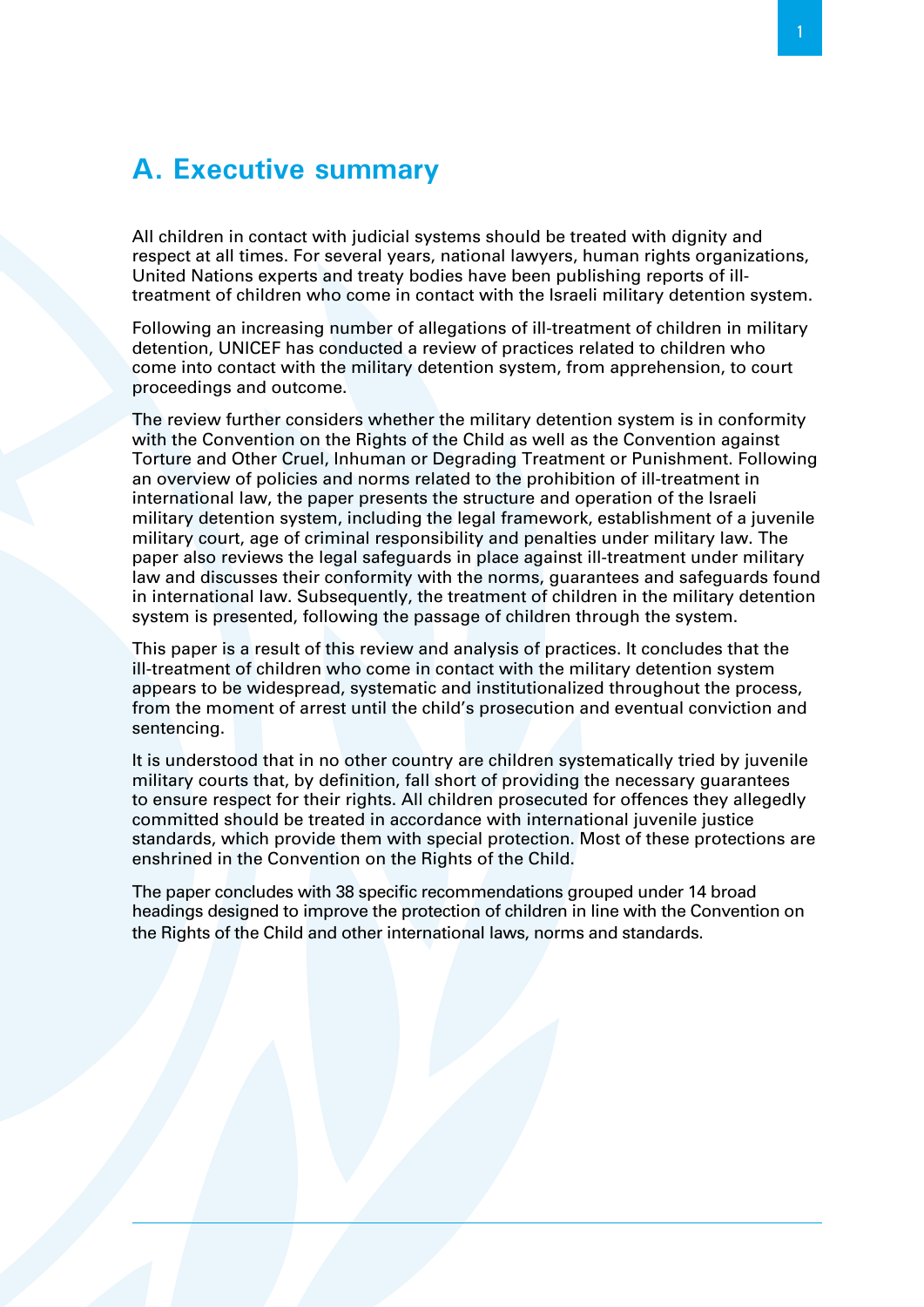## A. Executive summary

All children in contact with judicial systems should be treated with dignity and respect at all times. For several years, national lawyers, human rights organizations, United Nations experts and treaty bodies have been publishing reports of ill-treatment of children who come in contact with the Israeli military detention system.

Following an increasing number of allegations of ill-treatment of children in military detention, UNICEF has conducted a review of practices related to children who come into contact with the military detention system, from apprehension, to court proceedings and outcome.

The review further considers whether the military detention system is in conformity with the Convention on the Rights of the Child as well as the Convention against Torture and Other Cruel, Inhuman or Degrading Treatment or Punishment. Following an overview of policies and norms related to the prohibition of ill-treatment in international law, the paper presents the structure and operation of the Israeli military detention system, including the legal framework, establishment of a juvenile military court, age of criminal responsibility and penalties under military law. The paper also reviews the legal safeguards in place against ill-treatment under military law and discusses their conformity with the norms, guarantees and safeguards found in international law. Subsequently, the treatment of children in the military detention system is presented, following the passage of children through the system.

This paper is a result of this review and analysis of practices. It concludes that the ill-treatment of children who come in contact with the military detention system appears to be widespread, systematic and institutionalized throughout the process, from the moment of arrest until the child's prosecution and eventual conviction and sentencing.

It is understood that in no other country are children systematically tried by juvenile military courts that, by definition, fall short of providing the necessary guarantees to ensure respect for their rights. All children prosecuted for offences they allegedly committed should be treated in accordance with international juvenile justice standards, which provide them with special protection. Most of these protections are enshrined in the Convention on the Rights of the Child.

The paper concludes with 38 specific recommendations grouped under 14 broad headings designed to improve the protection of children in line with the Convention on the Rights of the Child and other international laws, norms and standards.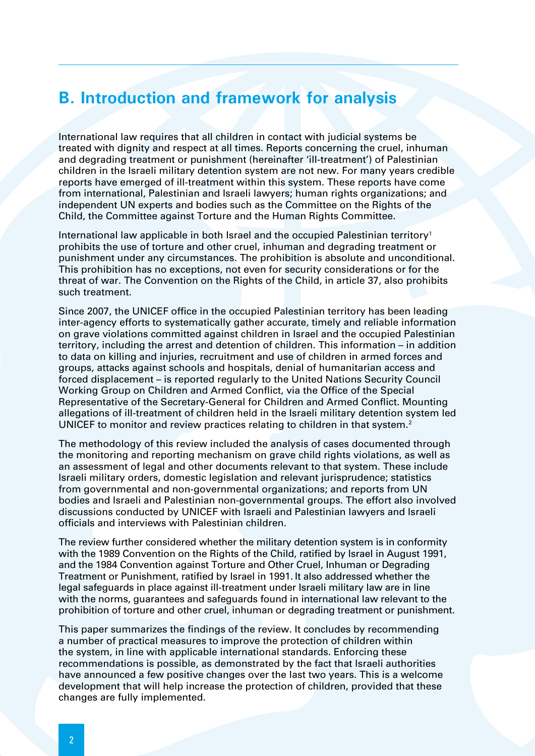## B. Introduction and framework for analysis

International law requires that all children in contact with judicial systems be treated with dignity and respect at all times. Reports concerning the cruel, inhuman and degrading treatment or punishment (hereinafter 'ill-treatment') of Palestinian children in the Israeli military detention system are not new. For many years credible reports have emerged of ill-treatment within this system. These reports have come from international, Palestinian and Israeli lawyers; human rights organizations; and independent UN experts and bodies such as the Committee on the Rights of the Child, the Committee against Torture and the Human Rights Committee.

International law applicable in both Israel and the occupied Palestinian territory[1] prohibits the use of torture and other cruel, inhuman and degrading treatment or punishment under any circumstances. The prohibition is absolute and unconditional. This prohibition has no exceptions, not even for security considerations or for the threat of war. The Convention on the Rights of the Child, in article 37, also prohibits such treatment.

Since 2007, the UNICEF office in the occupied Palestinian territory has been leading inter-agency efforts to systematically gather accurate, timely and reliable information on grave violations committed against children in Israel and the occupied Palestinian territory, including the arrest and detention of children. This information – in addition to data on killing and injuries, recruitment and use of children in armed forces and groups, attacks against schools and hospitals, denial of humanitarian access and forced displacement – is reported regularly to the United Nations Security Council Working Group on Children and Armed Conflict, via the Office of the Special Representative of the Secretary-General for Children and Armed Conflict. Mounting allegations of ill-treatment of children held in the Israeli military detention system led UNICEF to monitor and review practices relating to children in that system.[2]

The methodology of this review included the analysis of cases documented through the monitoring and reporting mechanism on grave child rights violations, as well as an assessment of legal and other documents relevant to that system. These include Israeli military orders, domestic legislation and relevant jurisprudence; statistics from governmental and non-governmental organizations; and reports from UN bodies and Israeli and Palestinian non-governmental groups. The effort also involved discussions conducted by UNICEF with Israeli and Palestinian lawyers and Israeli officials and interviews with Palestinian children.

The review further considered whether the military detention system is in conformity with the 1989 Convention on the Rights of the Child, ratified by Israel in August 1991, and the 1984 Convention against Torture and Other Cruel, Inhuman or Degrading Treatment or Punishment, ratified by Israel in 1991. It also addressed whether the legal safeguards in place against ill-treatment under Israeli military law are in line with the norms, guarantees and safeguards found in international law relevant to the prohibition of torture and other cruel, inhuman or degrading treatment or punishment.

This paper summarizes the findings of the review. It concludes by recommending a number of practical measures to improve the protection of children within the system, in line with applicable international standards. Enforcing these recommendations is possible, as demonstrated by the fact that Israeli authorities have announced a few positive changes over the last two years. This is a welcome development that will help increase the protection of children, provided that these changes are fully implemented.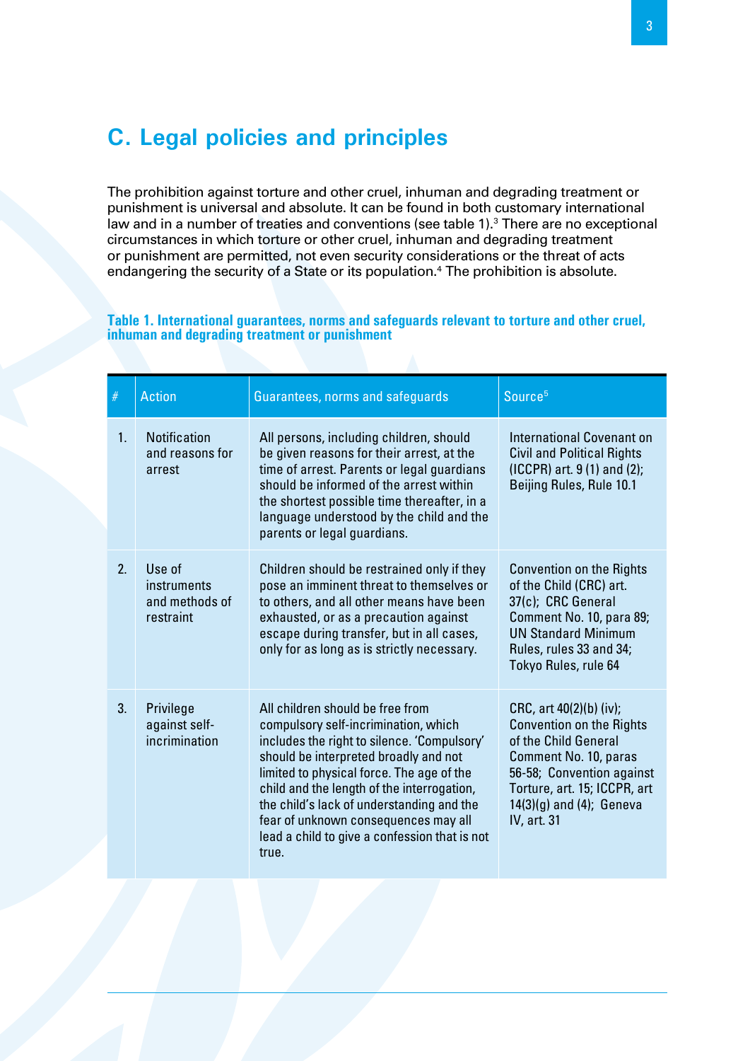## C. Legal policies and principles

The prohibition against torture and other cruel, inhuman and degrading treatment or punishment is universal and absolute. It can be found in both customary international law and in a number of treaties and conventions (see table 1).[3] There are no exceptional circumstances in which torture or other cruel, inhuman and degrading treatment or punishment are permitted, not even security considerations or the threat of acts endangering the security of a State or its population.[4] The prohibition is absolute.

**Table 1. International guarantees, norms and safeguards relevant to torture and other cruel, inhuman and degrading treatment or punishment**

| # | Action | Guarantees, norms and safeguards | Source[5] |
|---|---|---|---|
| 1. | Notification and reasons for arrest | All persons, including children, should be given reasons for their arrest, at the time of arrest. Parents or legal guardians should be informed of the arrest within the shortest possible time thereafter, in a language understood by the child and the parents or legal guardians. | International Covenant on Civil and Political Rights (ICCPR) art. 9 (1) and (2); Beijing Rules, Rule 10.1 |
| 2. | Use of instruments and methods of restraint | Children should be restrained only if they pose an imminent threat to themselves or to others, and all other means have been exhausted, or as a precaution against escape during transfer, but in all cases, only for as long as is strictly necessary. | Convention on the Rights of the Child (CRC) art. 37(c); CRC General Comment No. 10, para 89; UN Standard Minimum Rules, rules 33 and 34; Tokyo Rules, rule 64 |
| 3. | Privilege against self-incrimination | All children should be free from compulsory self-incrimination, which includes the right to silence. 'Compulsory' should be interpreted broadly and not limited to physical force. The age of the child and the length of the interrogation, the child's lack of understanding and the fear of unknown consequences may all lead a child to give a confession that is not true. | CRC, art 40(2)(b) (iv); Convention on the Rights of the Child General Comment No. 10, paras 56-58; Convention against Torture, art. 15; ICCPR, art 14(3)(g) and (4); Geneva IV, art. 31 |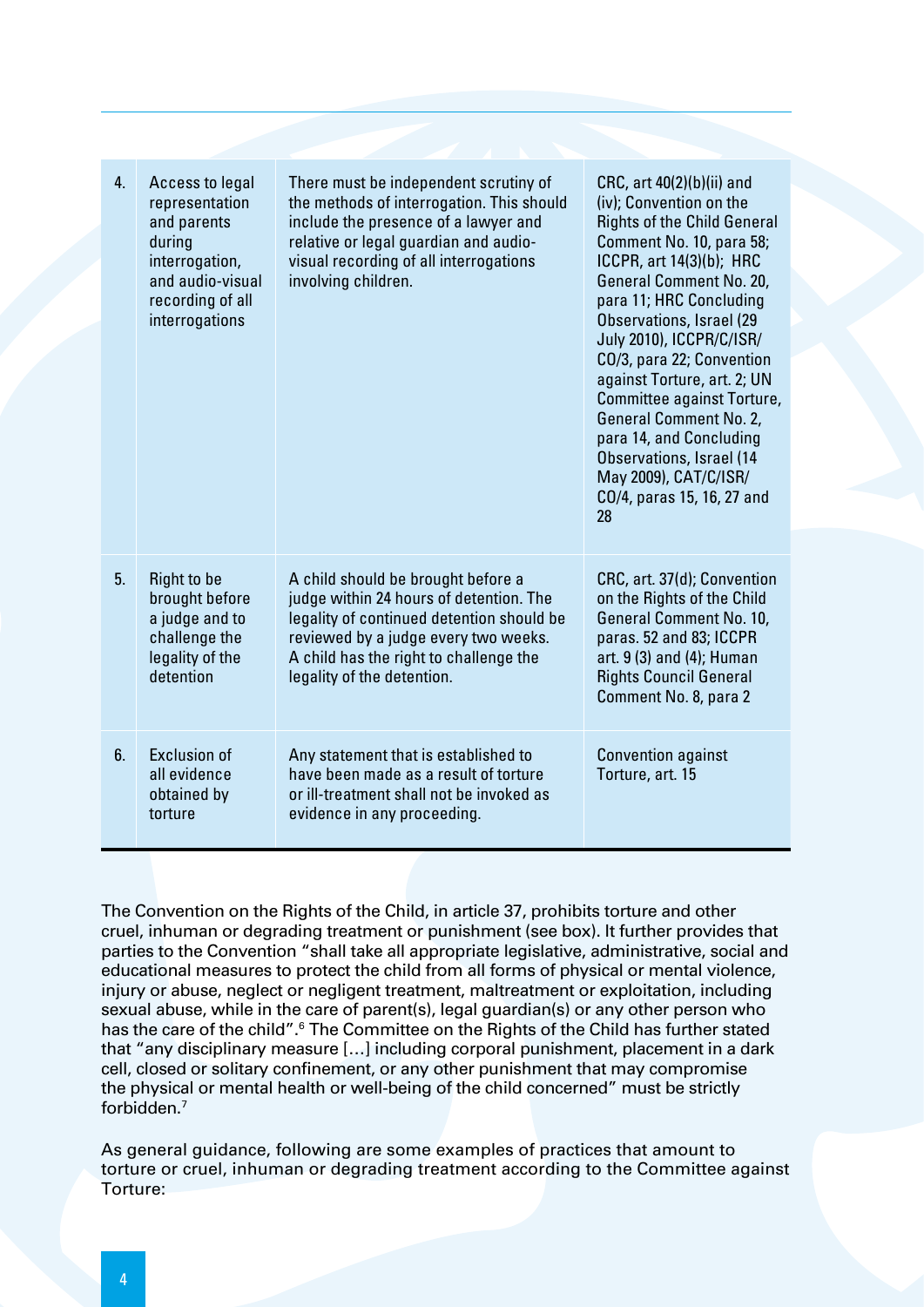| | | | |
|---|---|---|---|
| 4. | Access to legal representation and parents during interrogation, and audio-visual recording of all interrogations | There must be independent scrutiny of the methods of interrogation. This should include the presence of a lawyer and relative or legal guardian and audio-visual recording of all interrogations involving children. | CRC, art 40(2)(b)(ii) and (iv); Convention on the Rights of the Child General Comment No. 10, para 58; ICCPR, art 14(3)(b); HRC General Comment No. 20, para 11; HRC Concluding Observations, Israel (29 July 2010), ICCPR/C/ISR/CO/3, para 22; Convention against Torture, art. 2; UN Committee against Torture, General Comment No. 2, para 14, and Concluding Observations, Israel (14 May 2009), CAT/C/ISR/CO/4, paras 15, 16, 27 and 28 |
| 5. | Right to be brought before a judge and to challenge the legality of the detention | A child should be brought before a judge within 24 hours of detention. The legality of continued detention should be reviewed by a judge every two weeks. A child has the right to challenge the legality of the detention. | CRC, art. 37(d); Convention on the Rights of the Child General Comment No. 10, paras. 52 and 83; ICCPR art. 9 (3) and (4); Human Rights Council General Comment No. 8, para 2 |
| 6. | Exclusion of all evidence obtained by torture | Any statement that is established to have been made as a result of torture or ill-treatment shall not be invoked as evidence in any proceeding. | Convention against Torture, art. 15 |

The Convention on the Rights of the Child, in article 37, prohibits torture and other cruel, inhuman or degrading treatment or punishment (see box). It further provides that parties to the Convention "shall take all appropriate legislative, administrative, social and educational measures to protect the child from all forms of physical or mental violence, injury or abuse, neglect or negligent treatment, maltreatment or exploitation, including sexual abuse, while in the care of parent(s), legal guardian(s) or any other person who has the care of the child".[6] The Committee on the Rights of the Child has further stated that "any disciplinary measure […] including corporal punishment, placement in a dark cell, closed or solitary confinement, or any other punishment that may compromise the physical or mental health or well-being of the child concerned" must be strictly forbidden.[7]

As general guidance, following are some examples of practices that amount to torture or cruel, inhuman or degrading treatment according to the Committee against Torture: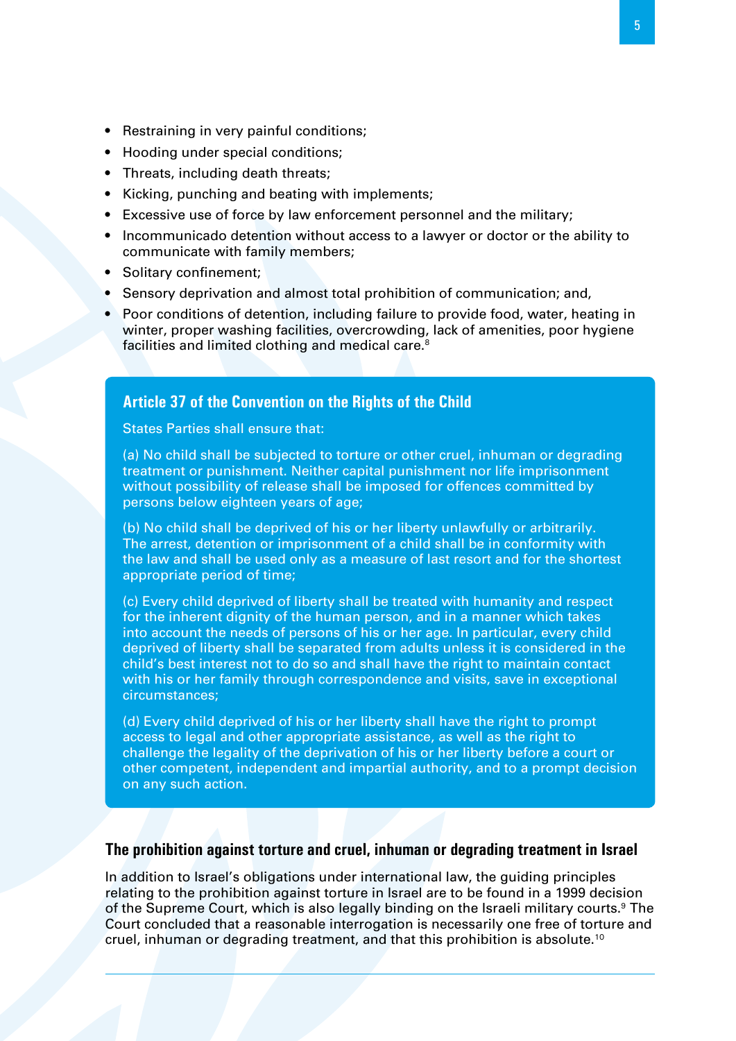- Restraining in very painful conditions;
- Hooding under special conditions;
- Threats, including death threats;
- Kicking, punching and beating with implements;
- Excessive use of force by law enforcement personnel and the military;
- Incommunicado detention without access to a lawyer or doctor or the ability to communicate with family members;
- Solitary confinement;
- Sensory deprivation and almost total prohibition of communication; and,
- Poor conditions of detention, including failure to provide food, water, heating in winter, proper washing facilities, overcrowding, lack of amenities, poor hygiene facilities and limited clothing and medical care.[8]

### Article 37 of the Convention on the Rights of the Child

States Parties shall ensure that:

(a) No child shall be subjected to torture or other cruel, inhuman or degrading treatment or punishment. Neither capital punishment nor life imprisonment without possibility of release shall be imposed for offences committed by persons below eighteen years of age;

(b) No child shall be deprived of his or her liberty unlawfully or arbitrarily. The arrest, detention or imprisonment of a child shall be in conformity with the law and shall be used only as a measure of last resort and for the shortest appropriate period of time;

(c) Every child deprived of liberty shall be treated with humanity and respect for the inherent dignity of the human person, and in a manner which takes into account the needs of persons of his or her age. In particular, every child deprived of liberty shall be separated from adults unless it is considered in the child's best interest not to do so and shall have the right to maintain contact with his or her family through correspondence and visits, save in exceptional circumstances;

(d) Every child deprived of his or her liberty shall have the right to prompt access to legal and other appropriate assistance, as well as the right to challenge the legality of the deprivation of his or her liberty before a court or other competent, independent and impartial authority, and to a prompt decision on any such action.

## The prohibition against torture and cruel, inhuman or degrading treatment in Israel

In addition to Israel's obligations under international law, the guiding principles relating to the prohibition against torture in Israel are to be found in a 1999 decision of the Supreme Court, which is also legally binding on the Israeli military courts.[9] The Court concluded that a reasonable interrogation is necessarily one free of torture and cruel, inhuman or degrading treatment, and that this prohibition is absolute.[10]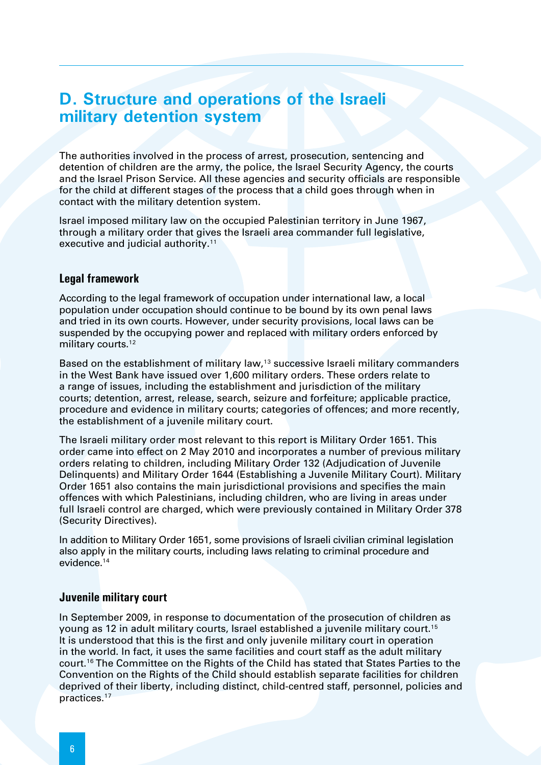## D. Structure and operations of the Israeli military detention system

The authorities involved in the process of arrest, prosecution, sentencing and detention of children are the army, the police, the Israel Security Agency, the courts and the Israel Prison Service. All these agencies and security officials are responsible for the child at different stages of the process that a child goes through when in contact with the military detention system.

Israel imposed military law on the occupied Palestinian territory in June 1967, through a military order that gives the Israeli area commander full legislative, executive and judicial authority.[11]

### Legal framework

According to the legal framework of occupation under international law, a local population under occupation should continue to be bound by its own penal laws and tried in its own courts. However, under security provisions, local laws can be suspended by the occupying power and replaced with military orders enforced by military courts.[12]

Based on the establishment of military law,[13] successive Israeli military commanders in the West Bank have issued over 1,600 military orders. These orders relate to a range of issues, including the establishment and jurisdiction of the military courts; detention, arrest, release, search, seizure and forfeiture; applicable practice, procedure and evidence in military courts; categories of offences; and more recently, the establishment of a juvenile military court.

The Israeli military order most relevant to this report is Military Order 1651. This order came into effect on 2 May 2010 and incorporates a number of previous military orders relating to children, including Military Order 132 (Adjudication of Juvenile Delinquents) and Military Order 1644 (Establishing a Juvenile Military Court). Military Order 1651 also contains the main jurisdictional provisions and specifies the main offences with which Palestinians, including children, who are living in areas under full Israeli control are charged, which were previously contained in Military Order 378 (Security Directives).

In addition to Military Order 1651, some provisions of Israeli civilian criminal legislation also apply in the military courts, including laws relating to criminal procedure and evidence.[14]

### Juvenile military court

In September 2009, in response to documentation of the prosecution of children as young as 12 in adult military courts, Israel established a juvenile military court.[15] It is understood that this is the first and only juvenile military court in operation in the world. In fact, it uses the same facilities and court staff as the adult military court.[16] The Committee on the Rights of the Child has stated that States Parties to the Convention on the Rights of the Child should establish separate facilities for children deprived of their liberty, including distinct, child-centred staff, personnel, policies and practices.[17]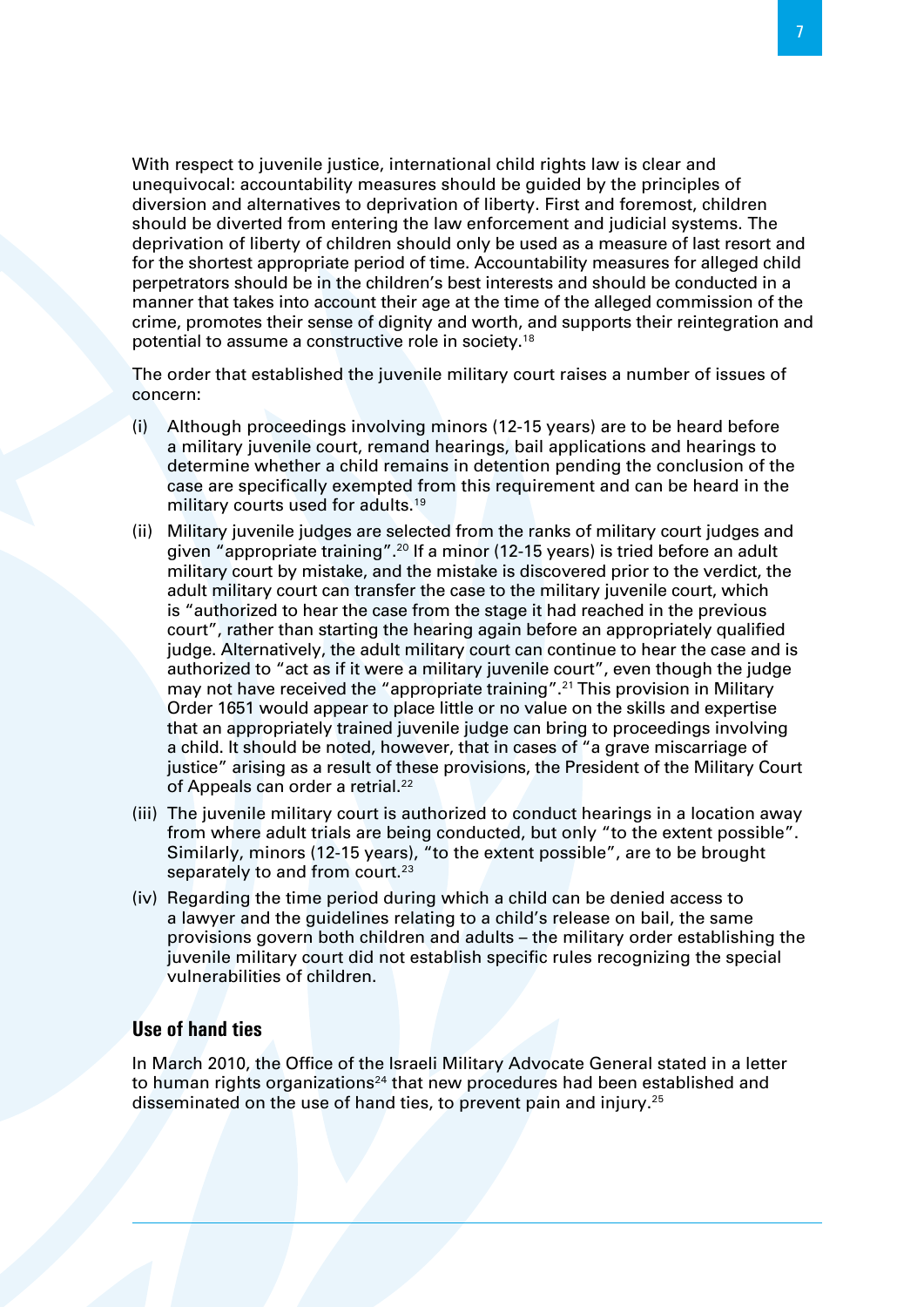With respect to juvenile justice, international child rights law is clear and unequivocal: accountability measures should be guided by the principles of diversion and alternatives to deprivation of liberty. First and foremost, children should be diverted from entering the law enforcement and judicial systems. The deprivation of liberty of children should only be used as a measure of last resort and for the shortest appropriate period of time. Accountability measures for alleged child perpetrators should be in the children's best interests and should be conducted in a manner that takes into account their age at the time of the alleged commission of the crime, promotes their sense of dignity and worth, and supports their reintegration and potential to assume a constructive role in society.[18]

The order that established the juvenile military court raises a number of issues of concern:

(i) Although proceedings involving minors (12-15 years) are to be heard before a military juvenile court, remand hearings, bail applications and hearings to determine whether a child remains in detention pending the conclusion of the case are specifically exempted from this requirement and can be heard in the military courts used for adults.[19]

(ii) Military juvenile judges are selected from the ranks of military court judges and given "appropriate training".[20] If a minor (12-15 years) is tried before an adult military court by mistake, and the mistake is discovered prior to the verdict, the adult military court can transfer the case to the military juvenile court, which is "authorized to hear the case from the stage it had reached in the previous court", rather than starting the hearing again before an appropriately qualified judge. Alternatively, the adult military court can continue to hear the case and is authorized to "act as if it were a military juvenile court", even though the judge may not have received the "appropriate training".[21] This provision in Military Order 1651 would appear to place little or no value on the skills and expertise that an appropriately trained juvenile judge can bring to proceedings involving a child. It should be noted, however, that in cases of "a grave miscarriage of justice" arising as a result of these provisions, the President of the Military Court of Appeals can order a retrial.[22]

(iii) The juvenile military court is authorized to conduct hearings in a location away from where adult trials are being conducted, but only "to the extent possible". Similarly, minors (12-15 years), "to the extent possible", are to be brought separately to and from court.[23]

(iv) Regarding the time period during which a child can be denied access to a lawyer and the guidelines relating to a child's release on bail, the same provisions govern both children and adults – the military order establishing the juvenile military court did not establish specific rules recognizing the special vulnerabilities of children.

## Use of hand ties

In March 2010, the Office of the Israeli Military Advocate General stated in a letter to human rights organizations[24] that new procedures had been established and disseminated on the use of hand ties, to prevent pain and injury.[25]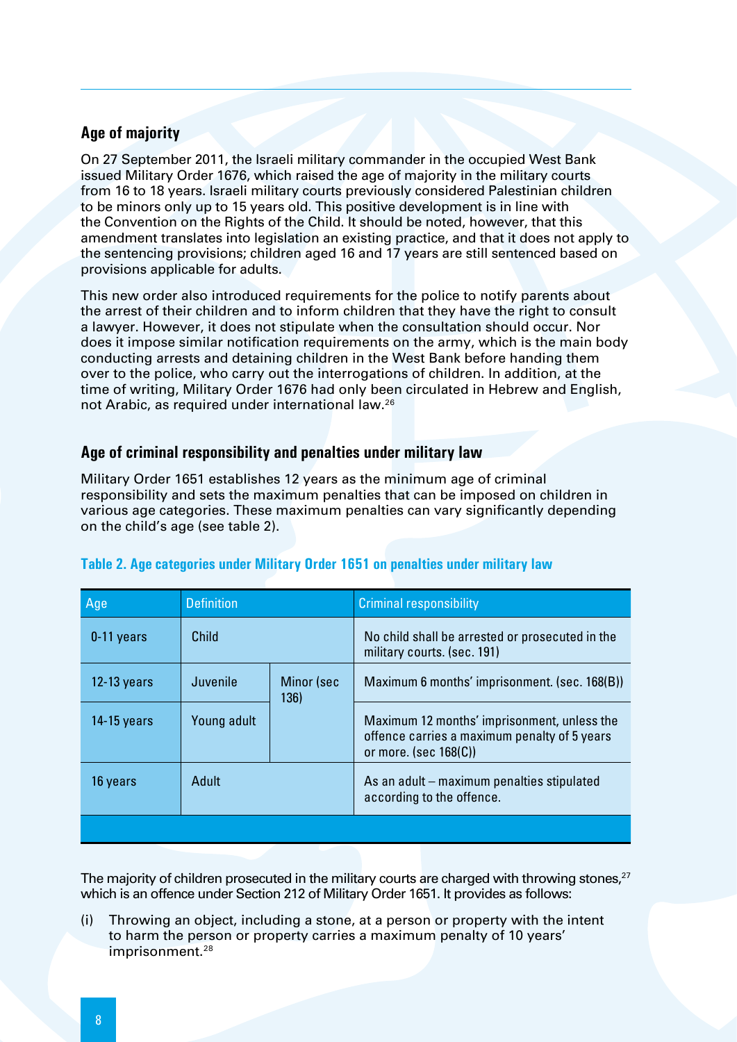## Age of majority

On 27 September 2011, the Israeli military commander in the occupied West Bank issued Military Order 1676, which raised the age of majority in the military courts from 16 to 18 years. Israeli military courts previously considered Palestinian children to be minors only up to 15 years old. This positive development is in line with the Convention on the Rights of the Child. It should be noted, however, that this amendment translates into legislation an existing practice, and that it does not apply to the sentencing provisions; children aged 16 and 17 years are still sentenced based on provisions applicable for adults.

This new order also introduced requirements for the police to notify parents about the arrest of their children and to inform children that they have the right to consult a lawyer. However, it does not stipulate when the consultation should occur. Nor does it impose similar notification requirements on the army, which is the main body conducting arrests and detaining children in the West Bank before handing them over to the police, who carry out the interrogations of children. In addition, at the time of writing, Military Order 1676 had only been circulated in Hebrew and English, not Arabic, as required under international law.[26]

## Age of criminal responsibility and penalties under military law

Military Order 1651 establishes 12 years as the minimum age of criminal responsibility and sets the maximum penalties that can be imposed on children in various age categories. These maximum penalties can vary significantly depending on the child's age (see table 2).

**Table 2. Age categories under Military Order 1651 on penalties under military law**

| Age | Definition | | Criminal responsibility |
|---|---|---|---|
| 0-11 years | Child | | No child shall be arrested or prosecuted in the military courts. (sec. 191) |
| 12-13 years | Juvenile | Minor (sec 136) | Maximum 6 months' imprisonment. (sec. 168(B)) |
| 14-15 years | Young adult | | Maximum 12 months' imprisonment, unless the offence carries a maximum penalty of 5 years or more. (sec 168(C)) |
| 16 years | Adult | | As an adult – maximum penalties stipulated according to the offence. |

The majority of children prosecuted in the military courts are charged with throwing stones,[27] which is an offence under Section 212 of Military Order 1651. It provides as follows:

(i) Throwing an object, including a stone, at a person or property with the intent to harm the person or property carries a maximum penalty of 10 years' imprisonment.[28]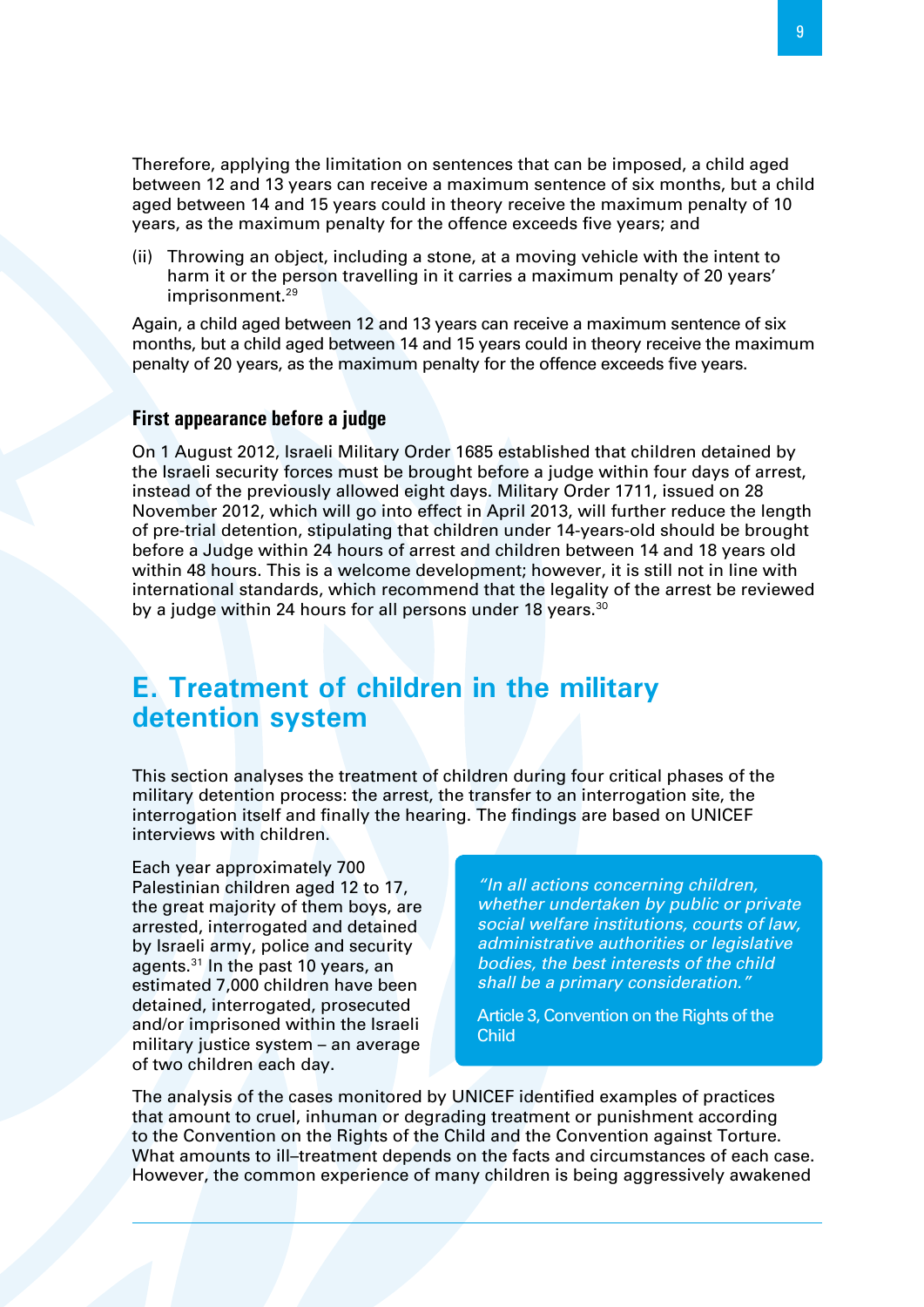Therefore, applying the limitation on sentences that can be imposed, a child aged between 12 and 13 years can receive a maximum sentence of six months, but a child aged between 14 and 15 years could in theory receive the maximum penalty of 10 years, as the maximum penalty for the offence exceeds five years; and

(ii) Throwing an object, including a stone, at a moving vehicle with the intent to harm it or the person travelling in it carries a maximum penalty of 20 years' imprisonment.[29]

Again, a child aged between 12 and 13 years can receive a maximum sentence of six months, but a child aged between 14 and 15 years could in theory receive the maximum penalty of 20 years, as the maximum penalty for the offence exceeds five years.

### First appearance before a judge

On 1 August 2012, Israeli Military Order 1685 established that children detained by the Israeli security forces must be brought before a judge within four days of arrest, instead of the previously allowed eight days. Military Order 1711, issued on 28 November 2012, which will go into effect in April 2013, will further reduce the length of pre-trial detention, stipulating that children under 14-years-old should be brought before a Judge within 24 hours of arrest and children between 14 and 18 years old within 48 hours. This is a welcome development; however, it is still not in line with international standards, which recommend that the legality of the arrest be reviewed by a judge within 24 hours for all persons under 18 years.[30]

## E. Treatment of children in the military detention system

This section analyses the treatment of children during four critical phases of the military detention process: the arrest, the transfer to an interrogation site, the interrogation itself and finally the hearing. The findings are based on UNICEF interviews with children.

Each year approximately 700 Palestinian children aged 12 to 17, the great majority of them boys, are arrested, interrogated and detained by Israeli army, police and security agents.[31] In the past 10 years, an estimated 7,000 children have been detained, interrogated, prosecuted and/or imprisoned within the Israeli military justice system – an average of two children each day.

> *"In all actions concerning children, whether undertaken by public or private social welfare institutions, courts of law, administrative authorities or legislative bodies, the best interests of the child shall be a primary consideration."*
>
> Article 3, Convention on the Rights of the Child

The analysis of the cases monitored by UNICEF identified examples of practices that amount to cruel, inhuman or degrading treatment or punishment according to the Convention on the Rights of the Child and the Convention against Torture. What amounts to ill–treatment depends on the facts and circumstances of each case. However, the common experience of many children is being aggressively awakened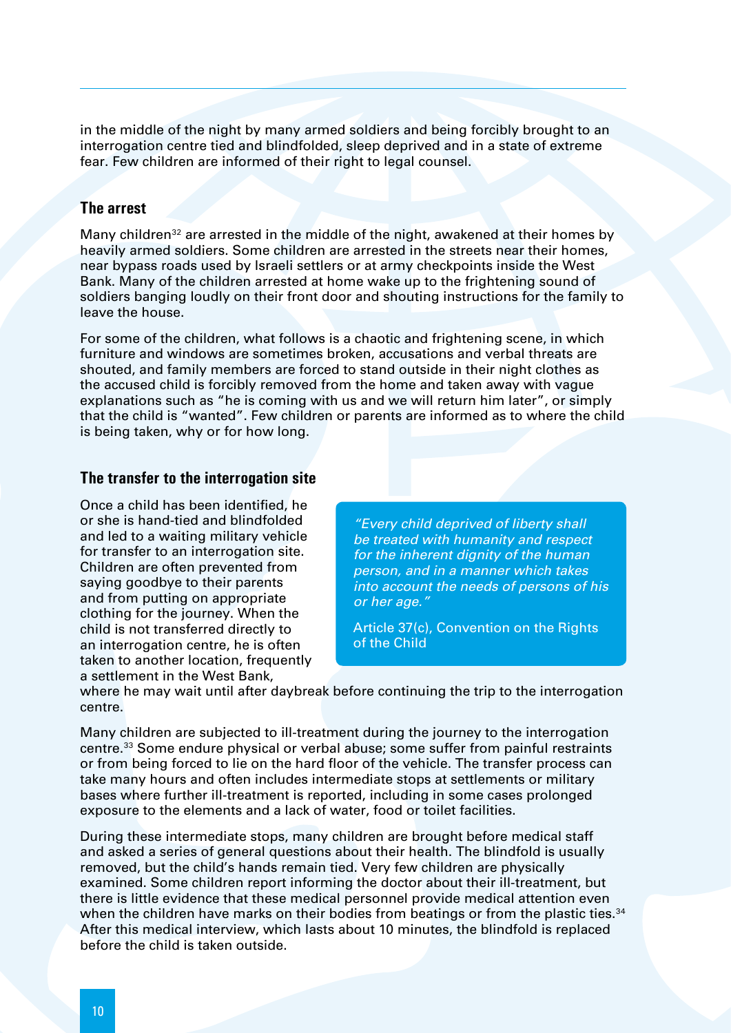in the middle of the night by many armed soldiers and being forcibly brought to an interrogation centre tied and blindfolded, sleep deprived and in a state of extreme fear. Few children are informed of their right to legal counsel.

### The arrest

Many children[32] are arrested in the middle of the night, awakened at their homes by heavily armed soldiers. Some children are arrested in the streets near their homes, near bypass roads used by Israeli settlers or at army checkpoints inside the West Bank. Many of the children arrested at home wake up to the frightening sound of soldiers banging loudly on their front door and shouting instructions for the family to leave the house.

For some of the children, what follows is a chaotic and frightening scene, in which furniture and windows are sometimes broken, accusations and verbal threats are shouted, and family members are forced to stand outside in their night clothes as the accused child is forcibly removed from the home and taken away with vague explanations such as “he is coming with us and we will return him later”, or simply that the child is “wanted”. Few children or parents are informed as to where the child is being taken, why or for how long.

### The transfer to the interrogation site

Once a child has been identified, he or she is hand-tied and blindfolded and led to a waiting military vehicle for transfer to an interrogation site. Children are often prevented from saying goodbye to their parents and from putting on appropriate clothing for the journey. When the child is not transferred directly to an interrogation centre, he is often taken to another location, frequently a settlement in the West Bank, where he may wait until after daybreak before continuing the trip to the interrogation centre.

> *“Every child deprived of liberty shall be treated with humanity and respect for the inherent dignity of the human person, and in a manner which takes into account the needs of persons of his or her age.”*
>
> Article 37(c), Convention on the Rights of the Child

Many children are subjected to ill-treatment during the journey to the interrogation centre.[33] Some endure physical or verbal abuse; some suffer from painful restraints or from being forced to lie on the hard floor of the vehicle. The transfer process can take many hours and often includes intermediate stops at settlements or military bases where further ill-treatment is reported, including in some cases prolonged exposure to the elements and a lack of water, food or toilet facilities.

During these intermediate stops, many children are brought before medical staff and asked a series of general questions about their health. The blindfold is usually removed, but the child’s hands remain tied. Very few children are physically examined. Some children report informing the doctor about their ill-treatment, but there is little evidence that these medical personnel provide medical attention even when the children have marks on their bodies from beatings or from the plastic ties.[34] After this medical interview, which lasts about 10 minutes, the blindfold is replaced before the child is taken outside.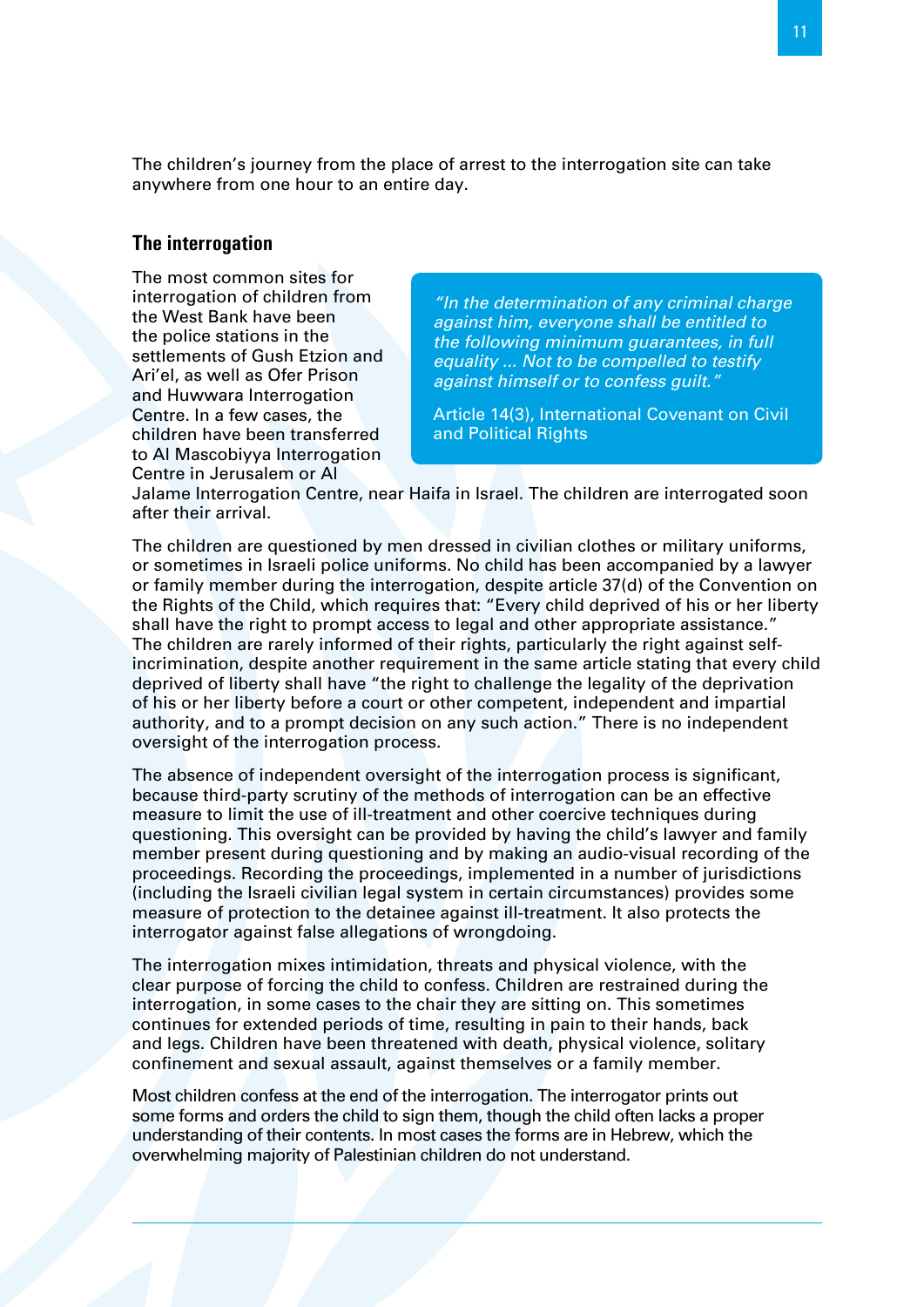The children's journey from the place of arrest to the interrogation site can take anywhere from one hour to an entire day.

## The interrogation

The most common sites for interrogation of children from the West Bank have been the police stations in the settlements of Gush Etzion and Ari'el, as well as Ofer Prison and Huwwara Interrogation Centre. In a few cases, the children have been transferred to Al Mascobiyya Interrogation Centre in Jerusalem or Al Jalame Interrogation Centre, near Haifa in Israel. The children are interrogated soon after their arrival.

> *"In the determination of any criminal charge against him, everyone shall be entitled to the following minimum guarantees, in full equality ... Not to be compelled to testify against himself or to confess guilt."*
>
> Article 14(3), International Covenant on Civil and Political Rights

The children are questioned by men dressed in civilian clothes or military uniforms, or sometimes in Israeli police uniforms. No child has been accompanied by a lawyer or family member during the interrogation, despite article 37(d) of the Convention on the Rights of the Child, which requires that: "Every child deprived of his or her liberty shall have the right to prompt access to legal and other appropriate assistance." The children are rarely informed of their rights, particularly the right against self-incrimination, despite another requirement in the same article stating that every child deprived of liberty shall have "the right to challenge the legality of the deprivation of his or her liberty before a court or other competent, independent and impartial authority, and to a prompt decision on any such action." There is no independent oversight of the interrogation process.

The absence of independent oversight of the interrogation process is significant, because third-party scrutiny of the methods of interrogation can be an effective measure to limit the use of ill-treatment and other coercive techniques during questioning. This oversight can be provided by having the child's lawyer and family member present during questioning and by making an audio-visual recording of the proceedings. Recording the proceedings, implemented in a number of jurisdictions (including the Israeli civilian legal system in certain circumstances) provides some measure of protection to the detainee against ill-treatment. It also protects the interrogator against false allegations of wrongdoing.

The interrogation mixes intimidation, threats and physical violence, with the clear purpose of forcing the child to confess. Children are restrained during the interrogation, in some cases to the chair they are sitting on. This sometimes continues for extended periods of time, resulting in pain to their hands, back and legs. Children have been threatened with death, physical violence, solitary confinement and sexual assault, against themselves or a family member.

Most children confess at the end of the interrogation. The interrogator prints out some forms and orders the child to sign them, though the child often lacks a proper understanding of their contents. In most cases the forms are in Hebrew, which the overwhelming majority of Palestinian children do not understand.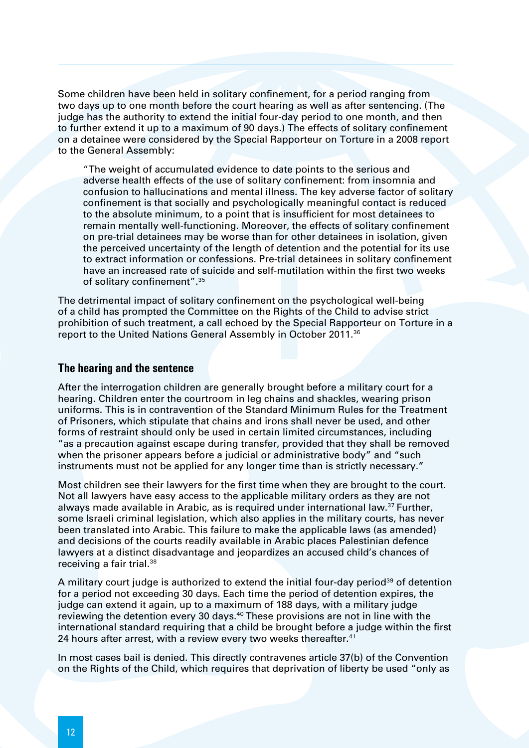Some children have been held in solitary confinement, for a period ranging from two days up to one month before the court hearing as well as after sentencing. (The judge has the authority to extend the initial four-day period to one month, and then to further extend it up to a maximum of 90 days.) The effects of solitary confinement on a detainee were considered by the Special Rapporteur on Torture in a 2008 report to the General Assembly:

> "The weight of accumulated evidence to date points to the serious and adverse health effects of the use of solitary confinement: from insomnia and confusion to hallucinations and mental illness. The key adverse factor of solitary confinement is that socially and psychologically meaningful contact is reduced to the absolute minimum, to a point that is insufficient for most detainees to remain mentally well-functioning. Moreover, the effects of solitary confinement on pre-trial detainees may be worse than for other detainees in isolation, given the perceived uncertainty of the length of detention and the potential for its use to extract information or confessions. Pre-trial detainees in solitary confinement have an increased rate of suicide and self-mutilation within the first two weeks of solitary confinement".[35]

The detrimental impact of solitary confinement on the psychological well-being of a child has prompted the Committee on the Rights of the Child to advise strict prohibition of such treatment, a call echoed by the Special Rapporteur on Torture in a report to the United Nations General Assembly in October 2011.[36]

## The hearing and the sentence

After the interrogation children are generally brought before a military court for a hearing. Children enter the courtroom in leg chains and shackles, wearing prison uniforms. This is in contravention of the Standard Minimum Rules for the Treatment of Prisoners, which stipulate that chains and irons shall never be used, and other forms of restraint should only be used in certain limited circumstances, including "as a precaution against escape during transfer, provided that they shall be removed when the prisoner appears before a judicial or administrative body" and "such instruments must not be applied for any longer time than is strictly necessary."

Most children see their lawyers for the first time when they are brought to the court. Not all lawyers have easy access to the applicable military orders as they are not always made available in Arabic, as is required under international law.[37] Further, some Israeli criminal legislation, which also applies in the military courts, has never been translated into Arabic. This failure to make the applicable laws (as amended) and decisions of the courts readily available in Arabic places Palestinian defence lawyers at a distinct disadvantage and jeopardizes an accused child's chances of receiving a fair trial.[38]

A military court judge is authorized to extend the initial four-day period[39] of detention for a period not exceeding 30 days. Each time the period of detention expires, the judge can extend it again, up to a maximum of 188 days, with a military judge reviewing the detention every 30 days.[40] These provisions are not in line with the international standard requiring that a child be brought before a judge within the first 24 hours after arrest, with a review every two weeks thereafter.[41]

In most cases bail is denied. This directly contravenes article 37(b) of the Convention on the Rights of the Child, which requires that deprivation of liberty be used "only as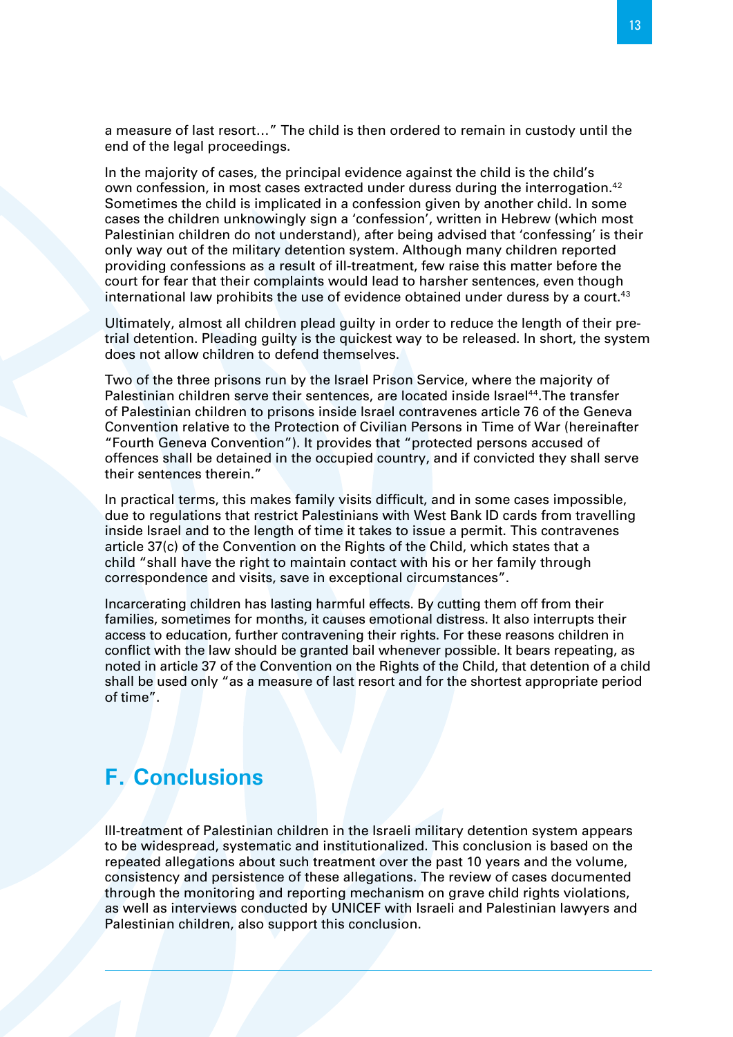a measure of last resort…" The child is then ordered to remain in custody until the end of the legal proceedings.

In the majority of cases, the principal evidence against the child is the child's own confession, in most cases extracted under duress during the interrogation.[42] Sometimes the child is implicated in a confession given by another child. In some cases the children unknowingly sign a 'confession', written in Hebrew (which most Palestinian children do not understand), after being advised that 'confessing' is their only way out of the military detention system. Although many children reported providing confessions as a result of ill-treatment, few raise this matter before the court for fear that their complaints would lead to harsher sentences, even though international law prohibits the use of evidence obtained under duress by a court.[43]

Ultimately, almost all children plead guilty in order to reduce the length of their pre-trial detention. Pleading guilty is the quickest way to be released. In short, the system does not allow children to defend themselves.

Two of the three prisons run by the Israel Prison Service, where the majority of Palestinian children serve their sentences, are located inside Israel[44].The transfer of Palestinian children to prisons inside Israel contravenes article 76 of the Geneva Convention relative to the Protection of Civilian Persons in Time of War (hereinafter "Fourth Geneva Convention"). It provides that "protected persons accused of offences shall be detained in the occupied country, and if convicted they shall serve their sentences therein."

In practical terms, this makes family visits difficult, and in some cases impossible, due to regulations that restrict Palestinians with West Bank ID cards from travelling inside Israel and to the length of time it takes to issue a permit. This contravenes article 37(c) of the Convention on the Rights of the Child, which states that a child "shall have the right to maintain contact with his or her family through correspondence and visits, save in exceptional circumstances".

Incarcerating children has lasting harmful effects. By cutting them off from their families, sometimes for months, it causes emotional distress. It also interrupts their access to education, further contravening their rights. For these reasons children in conflict with the law should be granted bail whenever possible. It bears repeating, as noted in article 37 of the Convention on the Rights of the Child, that detention of a child shall be used only "as a measure of last resort and for the shortest appropriate period of time".

## F. Conclusions

Ill-treatment of Palestinian children in the Israeli military detention system appears to be widespread, systematic and institutionalized. This conclusion is based on the repeated allegations about such treatment over the past 10 years and the volume, consistency and persistence of these allegations. The review of cases documented through the monitoring and reporting mechanism on grave child rights violations, as well as interviews conducted by UNICEF with Israeli and Palestinian lawyers and Palestinian children, also support this conclusion.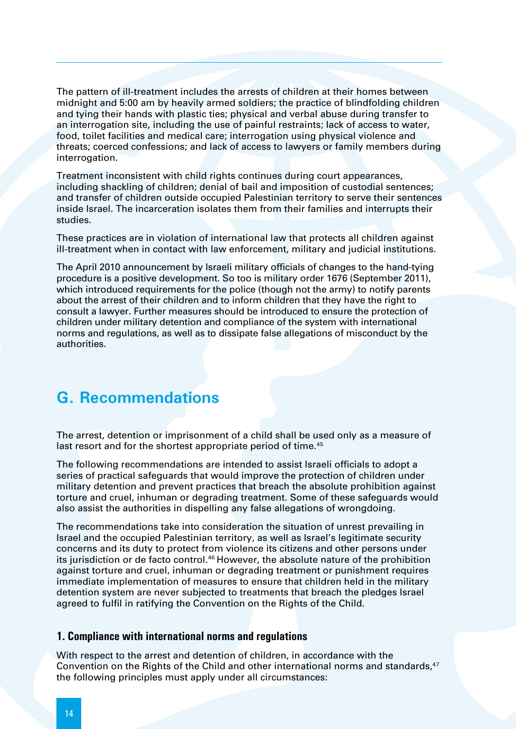The pattern of ill-treatment includes the arrests of children at their homes between midnight and 5:00 am by heavily armed soldiers; the practice of blindfolding children and tying their hands with plastic ties; physical and verbal abuse during transfer to an interrogation site, including the use of painful restraints; lack of access to water, food, toilet facilities and medical care; interrogation using physical violence and threats; coerced confessions; and lack of access to lawyers or family members during interrogation.

Treatment inconsistent with child rights continues during court appearances, including shackling of children; denial of bail and imposition of custodial sentences; and transfer of children outside occupied Palestinian territory to serve their sentences inside Israel. The incarceration isolates them from their families and interrupts their studies.

These practices are in violation of international law that protects all children against ill-treatment when in contact with law enforcement, military and judicial institutions.

The April 2010 announcement by Israeli military officials of changes to the hand-tying procedure is a positive development. So too is military order 1676 (September 2011), which introduced requirements for the police (though not the army) to notify parents about the arrest of their children and to inform children that they have the right to consult a lawyer. Further measures should be introduced to ensure the protection of children under military detention and compliance of the system with international norms and regulations, as well as to dissipate false allegations of misconduct by the authorities.

## G. Recommendations

The arrest, detention or imprisonment of a child shall be used only as a measure of last resort and for the shortest appropriate period of time.[45]

The following recommendations are intended to assist Israeli officials to adopt a series of practical safeguards that would improve the protection of children under military detention and prevent practices that breach the absolute prohibition against torture and cruel, inhuman or degrading treatment. Some of these safeguards would also assist the authorities in dispelling any false allegations of wrongdoing.

The recommendations take into consideration the situation of unrest prevailing in Israel and the occupied Palestinian territory, as well as Israel's legitimate security concerns and its duty to protect from violence its citizens and other persons under its jurisdiction or de facto control.[46] However, the absolute nature of the prohibition against torture and cruel, inhuman or degrading treatment or punishment requires immediate implementation of measures to ensure that children held in the military detention system are never subjected to treatments that breach the pledges Israel agreed to fulfil in ratifying the Convention on the Rights of the Child.

### 1. Compliance with international norms and regulations

With respect to the arrest and detention of children, in accordance with the Convention on the Rights of the Child and other international norms and standards,[47] the following principles must apply under all circumstances: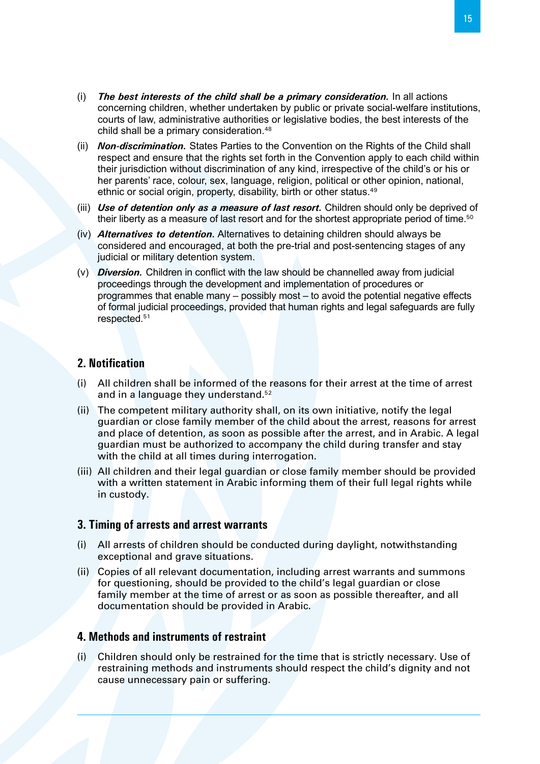(i) ***The best interests of the child shall be a primary consideration.*** In all actions concerning children, whether undertaken by public or private social-welfare institutions, courts of law, administrative authorities or legislative bodies, the best interests of the child shall be a primary consideration.[48]

(ii) ***Non-discrimination.*** States Parties to the Convention on the Rights of the Child shall respect and ensure that the rights set forth in the Convention apply to each child within their jurisdiction without discrimination of any kind, irrespective of the child's or his or her parents' race, colour, sex, language, religion, political or other opinion, national, ethnic or social origin, property, disability, birth or other status.[49]

(iii) ***Use of detention only as a measure of last resort.*** Children should only be deprived of their liberty as a measure of last resort and for the shortest appropriate period of time.[50]

(iv) ***Alternatives to detention.*** Alternatives to detaining children should always be considered and encouraged, at both the pre-trial and post-sentencing stages of any judicial or military detention system.

(v) ***Diversion.*** Children in conflict with the law should be channelled away from judicial proceedings through the development and implementation of procedures or programmes that enable many – possibly most – to avoid the potential negative effects of formal judicial proceedings, provided that human rights and legal safeguards are fully respected.[51]

## 2. Notification

(i) All children shall be informed of the reasons for their arrest at the time of arrest and in a language they understand.[52]

(ii) The competent military authority shall, on its own initiative, notify the legal guardian or close family member of the child about the arrest, reasons for arrest and place of detention, as soon as possible after the arrest, and in Arabic. A legal guardian must be authorized to accompany the child during transfer and stay with the child at all times during interrogation.

(iii) All children and their legal guardian or close family member should be provided with a written statement in Arabic informing them of their full legal rights while in custody.

## 3. Timing of arrests and arrest warrants

(i) All arrests of children should be conducted during daylight, notwithstanding exceptional and grave situations.

(ii) Copies of all relevant documentation, including arrest warrants and summons for questioning, should be provided to the child's legal guardian or close family member at the time of arrest or as soon as possible thereafter, and all documentation should be provided in Arabic.

## 4. Methods and instruments of restraint

(i) Children should only be restrained for the time that is strictly necessary. Use of restraining methods and instruments should respect the child's dignity and not cause unnecessary pain or suffering.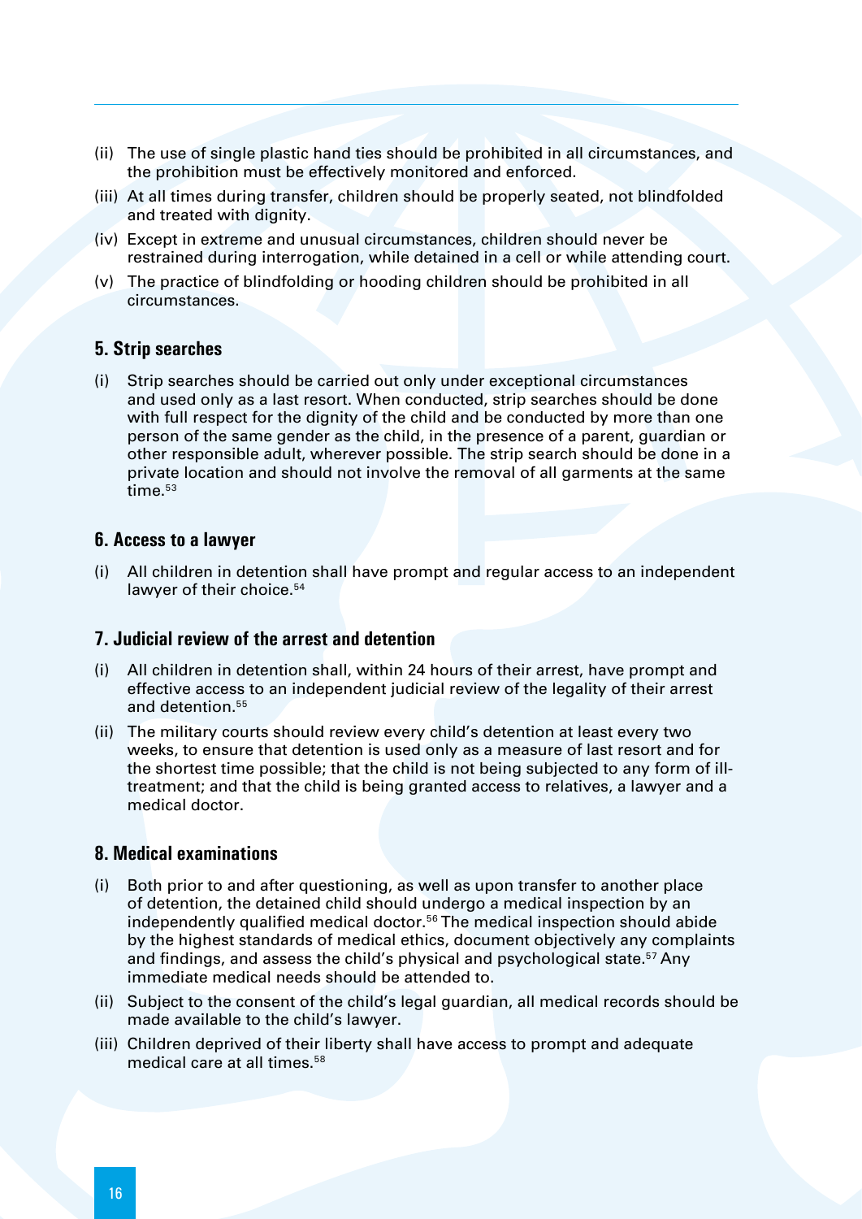(ii) The use of single plastic hand ties should be prohibited in all circumstances, and the prohibition must be effectively monitored and enforced.

(iii) At all times during transfer, children should be properly seated, not blindfolded and treated with dignity.

(iv) Except in extreme and unusual circumstances, children should never be restrained during interrogation, while detained in a cell or while attending court.

(v) The practice of blindfolding or hooding children should be prohibited in all circumstances.

### 5. Strip searches

(i) Strip searches should be carried out only under exceptional circumstances and used only as a last resort. When conducted, strip searches should be done with full respect for the dignity of the child and be conducted by more than one person of the same gender as the child, in the presence of a parent, guardian or other responsible adult, wherever possible. The strip search should be done in a private location and should not involve the removal of all garments at the same time.[53]

### 6. Access to a lawyer

(i) All children in detention shall have prompt and regular access to an independent lawyer of their choice.[54]

### 7. Judicial review of the arrest and detention

(i) All children in detention shall, within 24 hours of their arrest, have prompt and effective access to an independent judicial review of the legality of their arrest and detention.[55]

(ii) The military courts should review every child's detention at least every two weeks, to ensure that detention is used only as a measure of last resort and for the shortest time possible; that the child is not being subjected to any form of ill-treatment; and that the child is being granted access to relatives, a lawyer and a medical doctor.

### 8. Medical examinations

(i) Both prior to and after questioning, as well as upon transfer to another place of detention, the detained child should undergo a medical inspection by an independently qualified medical doctor.[56] The medical inspection should abide by the highest standards of medical ethics, document objectively any complaints and findings, and assess the child's physical and psychological state.[57] Any immediate medical needs should be attended to.

(ii) Subject to the consent of the child's legal guardian, all medical records should be made available to the child's lawyer.

(iii) Children deprived of their liberty shall have access to prompt and adequate medical care at all times.[58]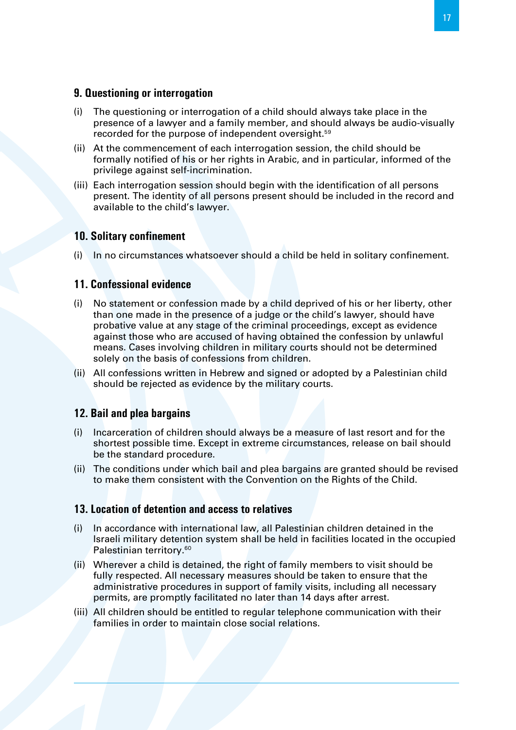### 9. Questioning or interrogation

(i) The questioning or interrogation of a child should always take place in the presence of a lawyer and a family member, and should always be audio-visually recorded for the purpose of independent oversight.[59]

(ii) At the commencement of each interrogation session, the child should be formally notified of his or her rights in Arabic, and in particular, informed of the privilege against self-incrimination.

(iii) Each interrogation session should begin with the identification of all persons present. The identity of all persons present should be included in the record and available to the child's lawyer.

### 10. Solitary confinement

(i) In no circumstances whatsoever should a child be held in solitary confinement.

### 11. Confessional evidence

(i) No statement or confession made by a child deprived of his or her liberty, other than one made in the presence of a judge or the child's lawyer, should have probative value at any stage of the criminal proceedings, except as evidence against those who are accused of having obtained the confession by unlawful means. Cases involving children in military courts should not be determined solely on the basis of confessions from children.

(ii) All confessions written in Hebrew and signed or adopted by a Palestinian child should be rejected as evidence by the military courts.

### 12. Bail and plea bargains

(i) Incarceration of children should always be a measure of last resort and for the shortest possible time. Except in extreme circumstances, release on bail should be the standard procedure.

(ii) The conditions under which bail and plea bargains are granted should be revised to make them consistent with the Convention on the Rights of the Child.

### 13. Location of detention and access to relatives

(i) In accordance with international law, all Palestinian children detained in the Israeli military detention system shall be held in facilities located in the occupied Palestinian territory.[60]

(ii) Wherever a child is detained, the right of family members to visit should be fully respected. All necessary measures should be taken to ensure that the administrative procedures in support of family visits, including all necessary permits, are promptly facilitated no later than 14 days after arrest.

(iii) All children should be entitled to regular telephone communication with their families in order to maintain close social relations.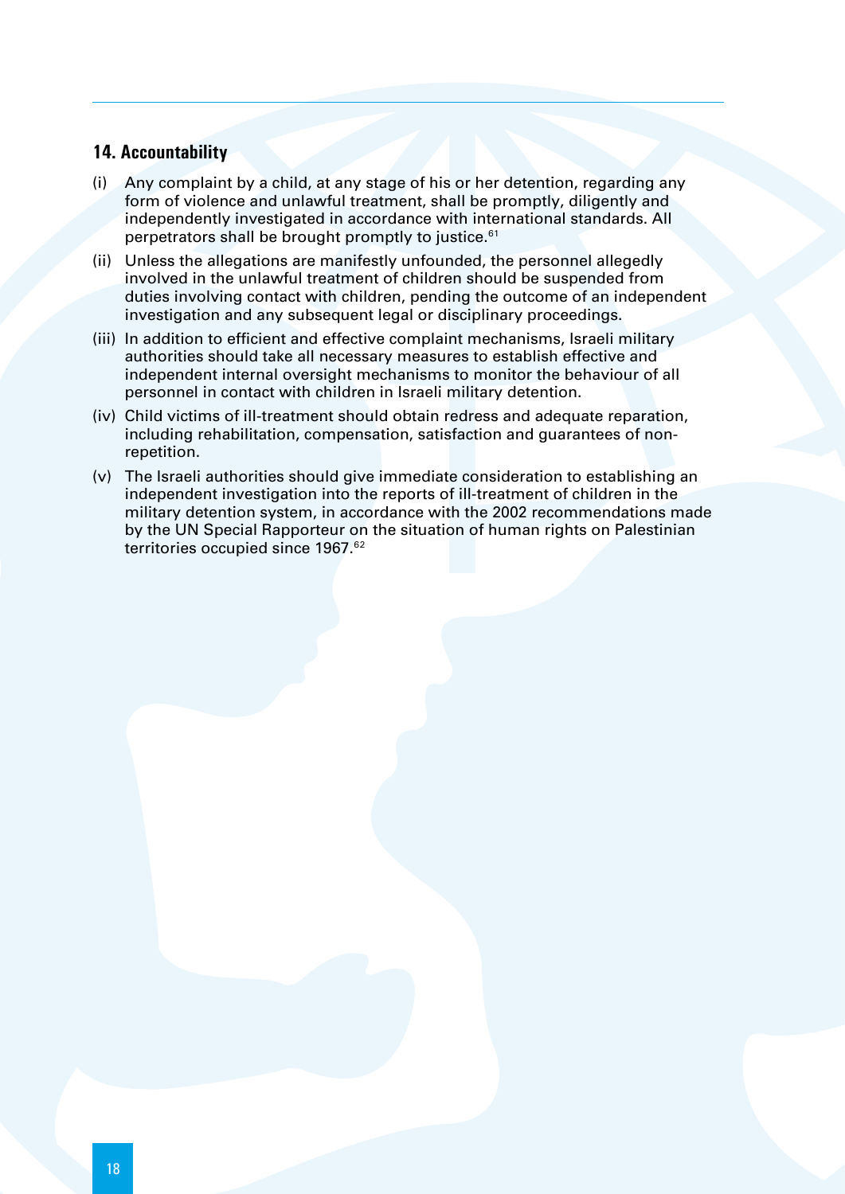## 14. Accountability

(i) Any complaint by a child, at any stage of his or her detention, regarding any form of violence and unlawful treatment, shall be promptly, diligently and independently investigated in accordance with international standards. All perpetrators shall be brought promptly to justice.[61]

(ii) Unless the allegations are manifestly unfounded, the personnel allegedly involved in the unlawful treatment of children should be suspended from duties involving contact with children, pending the outcome of an independent investigation and any subsequent legal or disciplinary proceedings.

(iii) In addition to efficient and effective complaint mechanisms, Israeli military authorities should take all necessary measures to establish effective and independent internal oversight mechanisms to monitor the behaviour of all personnel in contact with children in Israeli military detention.

(iv) Child victims of ill-treatment should obtain redress and adequate reparation, including rehabilitation, compensation, satisfaction and guarantees of non-repetition.

(v) The Israeli authorities should give immediate consideration to establishing an independent investigation into the reports of ill-treatment of children in the military detention system, in accordance with the 2002 recommendations made by the UN Special Rapporteur on the situation of human rights on Palestinian territories occupied since 1967.[62]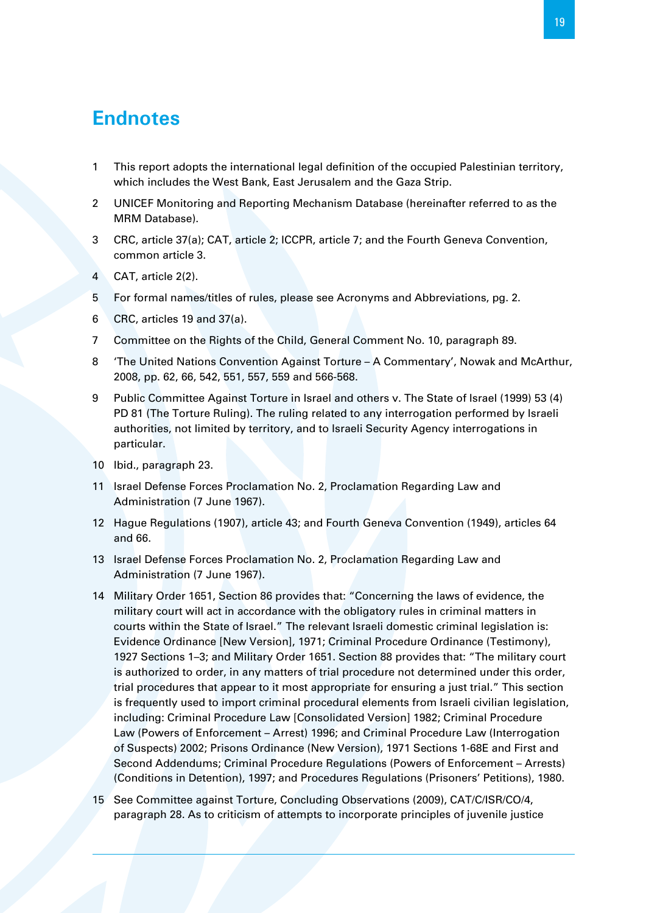# Endnotes

1. This report adopts the international legal definition of the occupied Palestinian territory, which includes the West Bank, East Jerusalem and the Gaza Strip.
2. UNICEF Monitoring and Reporting Mechanism Database (hereinafter referred to as the MRM Database).
3. CRC, article 37(a); CAT, article 2; ICCPR, article 7; and the Fourth Geneva Convention, common article 3.
4. CAT, article 2(2).
5. For formal names/titles of rules, please see Acronyms and Abbreviations, pg. 2.
6. CRC, articles 19 and 37(a).
7. Committee on the Rights of the Child, General Comment No. 10, paragraph 89.
8. 'The United Nations Convention Against Torture – A Commentary', Nowak and McArthur, 2008, pp. 62, 66, 542, 551, 557, 559 and 566-568.
9. Public Committee Against Torture in Israel and others v. The State of Israel (1999) 53 (4) PD 81 (The Torture Ruling). The ruling related to any interrogation performed by Israeli authorities, not limited by territory, and to Israeli Security Agency interrogations in particular.
10. Ibid., paragraph 23.
11. Israel Defense Forces Proclamation No. 2, Proclamation Regarding Law and Administration (7 June 1967).
12. Hague Regulations (1907), article 43; and Fourth Geneva Convention (1949), articles 64 and 66.
13. Israel Defense Forces Proclamation No. 2, Proclamation Regarding Law and Administration (7 June 1967).
14. Military Order 1651, Section 86 provides that: "Concerning the laws of evidence, the military court will act in accordance with the obligatory rules in criminal matters in courts within the State of Israel." The relevant Israeli domestic criminal legislation is: Evidence Ordinance [New Version], 1971; Criminal Procedure Ordinance (Testimony), 1927 Sections 1–3; and Military Order 1651. Section 88 provides that: "The military court is authorized to order, in any matters of trial procedure not determined under this order, trial procedures that appear to it most appropriate for ensuring a just trial." This section is frequently used to import criminal procedural elements from Israeli civilian legislation, including: Criminal Procedure Law [Consolidated Version] 1982; Criminal Procedure Law (Powers of Enforcement – Arrest) 1996; and Criminal Procedure Law (Interrogation of Suspects) 2002; Prisons Ordinance (New Version), 1971 Sections 1-68E and First and Second Addendums; Criminal Procedure Regulations (Powers of Enforcement – Arrests) (Conditions in Detention), 1997; and Procedures Regulations (Prisoners' Petitions), 1980.
15. See Committee against Torture, Concluding Observations (2009), CAT/C/ISR/CO/4, paragraph 28. As to criticism of attempts to incorporate principles of juvenile justice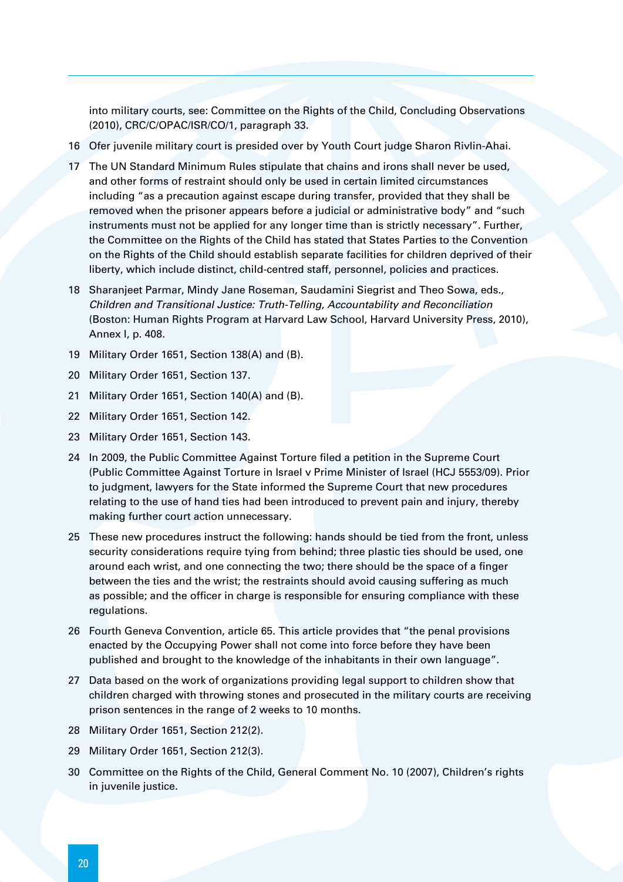into military courts, see: Committee on the Rights of the Child, Concluding Observations (2010), CRC/C/OPAC/ISR/CO/1, paragraph 33.

16 Ofer juvenile military court is presided over by Youth Court judge Sharon Rivlin-Ahai.

17 The UN Standard Minimum Rules stipulate that chains and irons shall never be used, and other forms of restraint should only be used in certain limited circumstances including "as a precaution against escape during transfer, provided that they shall be removed when the prisoner appears before a judicial or administrative body" and "such instruments must not be applied for any longer time than is strictly necessary". Further, the Committee on the Rights of the Child has stated that States Parties to the Convention on the Rights of the Child should establish separate facilities for children deprived of their liberty, which include distinct, child-centred staff, personnel, policies and practices.

18 Sharanjeet Parmar, Mindy Jane Roseman, Saudamini Siegrist and Theo Sowa, eds., *Children and Transitional Justice: Truth-Telling, Accountability and Reconciliation* (Boston: Human Rights Program at Harvard Law School, Harvard University Press, 2010), Annex I, p. 408.

19 Military Order 1651, Section 138(A) and (B).

20 Military Order 1651, Section 137.

21 Military Order 1651, Section 140(A) and (B).

22 Military Order 1651, Section 142.

23 Military Order 1651, Section 143.

24 In 2009, the Public Committee Against Torture filed a petition in the Supreme Court (Public Committee Against Torture in Israel v Prime Minister of Israel (HCJ 5553/09). Prior to judgment, lawyers for the State informed the Supreme Court that new procedures relating to the use of hand ties had been introduced to prevent pain and injury, thereby making further court action unnecessary.

25 These new procedures instruct the following: hands should be tied from the front, unless security considerations require tying from behind; three plastic ties should be used, one around each wrist, and one connecting the two; there should be the space of a finger between the ties and the wrist; the restraints should avoid causing suffering as much as possible; and the officer in charge is responsible for ensuring compliance with these regulations.

26 Fourth Geneva Convention, article 65. This article provides that "the penal provisions enacted by the Occupying Power shall not come into force before they have been published and brought to the knowledge of the inhabitants in their own language".

27 Data based on the work of organizations providing legal support to children show that children charged with throwing stones and prosecuted in the military courts are receiving prison sentences in the range of 2 weeks to 10 months.

28 Military Order 1651, Section 212(2).

29 Military Order 1651, Section 212(3).

30 Committee on the Rights of the Child, General Comment No. 10 (2007), Children's rights in juvenile justice.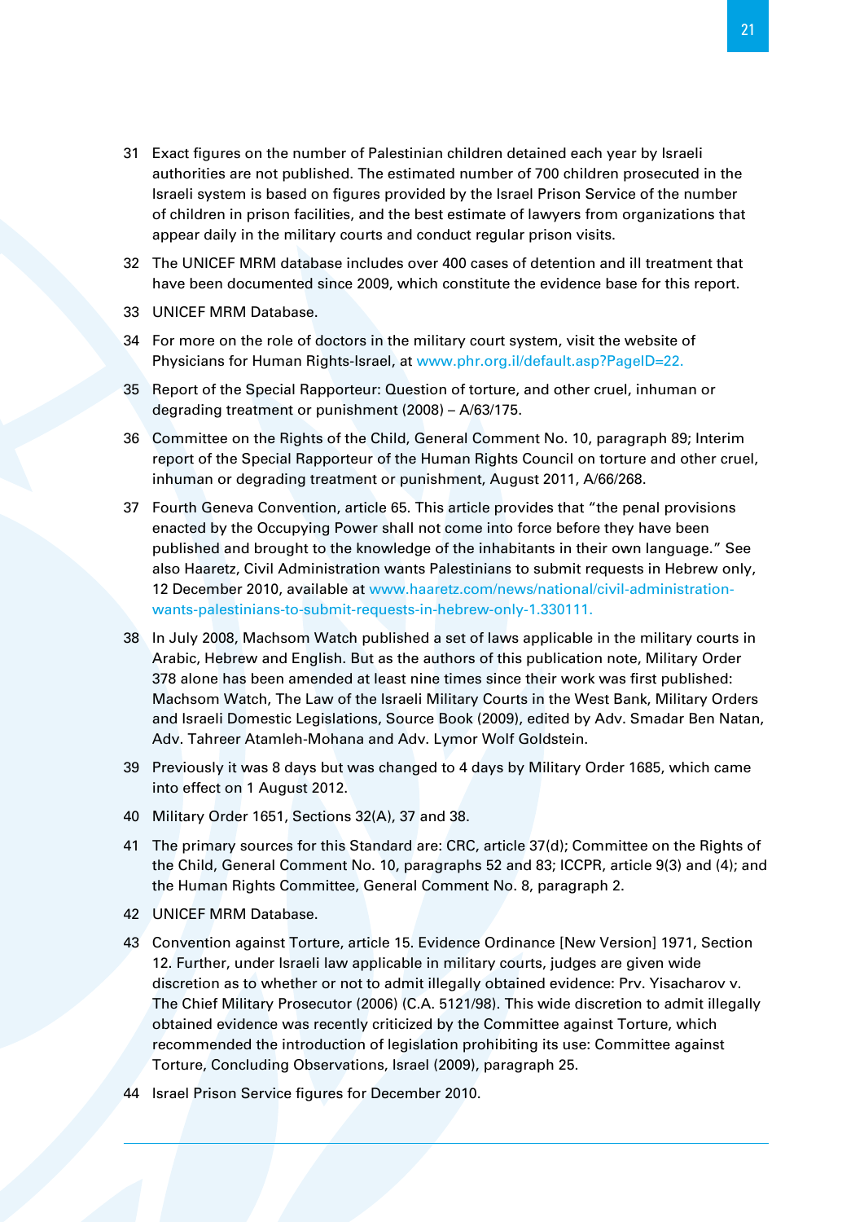31 Exact figures on the number of Palestinian children detained each year by Israeli authorities are not published. The estimated number of 700 children prosecuted in the Israeli system is based on figures provided by the Israel Prison Service of the number of children in prison facilities, and the best estimate of lawyers from organizations that appear daily in the military courts and conduct regular prison visits.

32 The UNICEF MRM database includes over 400 cases of detention and ill treatment that have been documented since 2009, which constitute the evidence base for this report.

33 UNICEF MRM Database.

34 For more on the role of doctors in the military court system, visit the website of Physicians for Human Rights-Israel, at www.phr.org.il/default.asp?PageID=22.

35 Report of the Special Rapporteur: Question of torture, and other cruel, inhuman or degrading treatment or punishment (2008) – A/63/175.

36 Committee on the Rights of the Child, General Comment No. 10, paragraph 89; Interim report of the Special Rapporteur of the Human Rights Council on torture and other cruel, inhuman or degrading treatment or punishment, August 2011, A/66/268.

37 Fourth Geneva Convention, article 65. This article provides that "the penal provisions enacted by the Occupying Power shall not come into force before they have been published and brought to the knowledge of the inhabitants in their own language." See also Haaretz, Civil Administration wants Palestinians to submit requests in Hebrew only, 12 December 2010, available at www.haaretz.com/news/national/civil-administration-wants-palestinians-to-submit-requests-in-hebrew-only-1.330111.

38 In July 2008, Machsom Watch published a set of laws applicable in the military courts in Arabic, Hebrew and English. But as the authors of this publication note, Military Order 378 alone has been amended at least nine times since their work was first published: Machsom Watch, The Law of the Israeli Military Courts in the West Bank, Military Orders and Israeli Domestic Legislations, Source Book (2009), edited by Adv. Smadar Ben Natan, Adv. Tahreer Atamleh-Mohana and Adv. Lymor Wolf Goldstein.

39 Previously it was 8 days but was changed to 4 days by Military Order 1685, which came into effect on 1 August 2012.

40 Military Order 1651, Sections 32(A), 37 and 38.

41 The primary sources for this Standard are: CRC, article 37(d); Committee on the Rights of the Child, General Comment No. 10, paragraphs 52 and 83; ICCPR, article 9(3) and (4); and the Human Rights Committee, General Comment No. 8, paragraph 2.

42 UNICEF MRM Database.

43 Convention against Torture, article 15. Evidence Ordinance [New Version] 1971, Section 12. Further, under Israeli law applicable in military courts, judges are given wide discretion as to whether or not to admit illegally obtained evidence: Prv. Yisacharov v. The Chief Military Prosecutor (2006) (C.A. 5121/98). This wide discretion to admit illegally obtained evidence was recently criticized by the Committee against Torture, which recommended the introduction of legislation prohibiting its use: Committee against Torture, Concluding Observations, Israel (2009), paragraph 25.

44 Israel Prison Service figures for December 2010.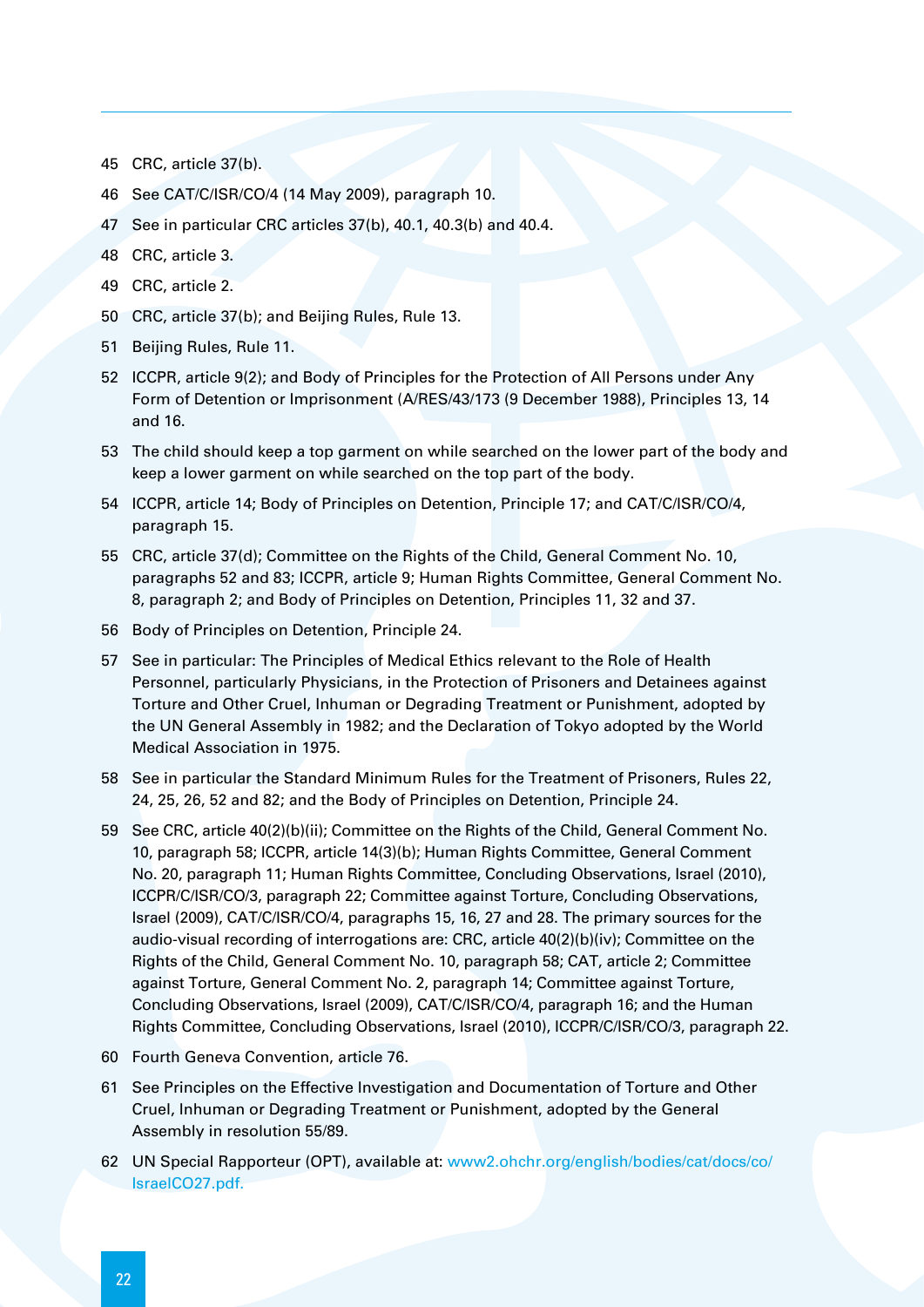45 CRC, article 37(b).

46 See CAT/C/ISR/CO/4 (14 May 2009), paragraph 10.

47 See in particular CRC articles 37(b), 40.1, 40.3(b) and 40.4.

48 CRC, article 3.

49 CRC, article 2.

50 CRC, article 37(b); and Beijing Rules, Rule 13.

51 Beijing Rules, Rule 11.

52 ICCPR, article 9(2); and Body of Principles for the Protection of All Persons under Any Form of Detention or Imprisonment (A/RES/43/173 (9 December 1988), Principles 13, 14 and 16.

53 The child should keep a top garment on while searched on the lower part of the body and keep a lower garment on while searched on the top part of the body.

54 ICCPR, article 14; Body of Principles on Detention, Principle 17; and CAT/C/ISR/CO/4, paragraph 15.

55 CRC, article 37(d); Committee on the Rights of the Child, General Comment No. 10, paragraphs 52 and 83; ICCPR, article 9; Human Rights Committee, General Comment No. 8, paragraph 2; and Body of Principles on Detention, Principles 11, 32 and 37.

56 Body of Principles on Detention, Principle 24.

57 See in particular: The Principles of Medical Ethics relevant to the Role of Health Personnel, particularly Physicians, in the Protection of Prisoners and Detainees against Torture and Other Cruel, Inhuman or Degrading Treatment or Punishment, adopted by the UN General Assembly in 1982; and the Declaration of Tokyo adopted by the World Medical Association in 1975.

58 See in particular the Standard Minimum Rules for the Treatment of Prisoners, Rules 22, 24, 25, 26, 52 and 82; and the Body of Principles on Detention, Principle 24.

59 See CRC, article 40(2)(b)(ii); Committee on the Rights of the Child, General Comment No. 10, paragraph 58; ICCPR, article 14(3)(b); Human Rights Committee, General Comment No. 20, paragraph 11; Human Rights Committee, Concluding Observations, Israel (2010), ICCPR/C/ISR/CO/3, paragraph 22; Committee against Torture, Concluding Observations, Israel (2009), CAT/C/ISR/CO/4, paragraphs 15, 16, 27 and 28. The primary sources for the audio-visual recording of interrogations are: CRC, article 40(2)(b)(iv); Committee on the Rights of the Child, General Comment No. 10, paragraph 58; CAT, article 2; Committee against Torture, General Comment No. 2, paragraph 14; Committee against Torture, Concluding Observations, Israel (2009), CAT/C/ISR/CO/4, paragraph 16; and the Human Rights Committee, Concluding Observations, Israel (2010), ICCPR/C/ISR/CO/3, paragraph 22.

60 Fourth Geneva Convention, article 76.

61 See Principles on the Effective Investigation and Documentation of Torture and Other Cruel, Inhuman or Degrading Treatment or Punishment, adopted by the General Assembly in resolution 55/89.

62 UN Special Rapporteur (OPT), available at: www2.ohchr.org/english/bodies/cat/docs/co/IsraelCO27.pdf.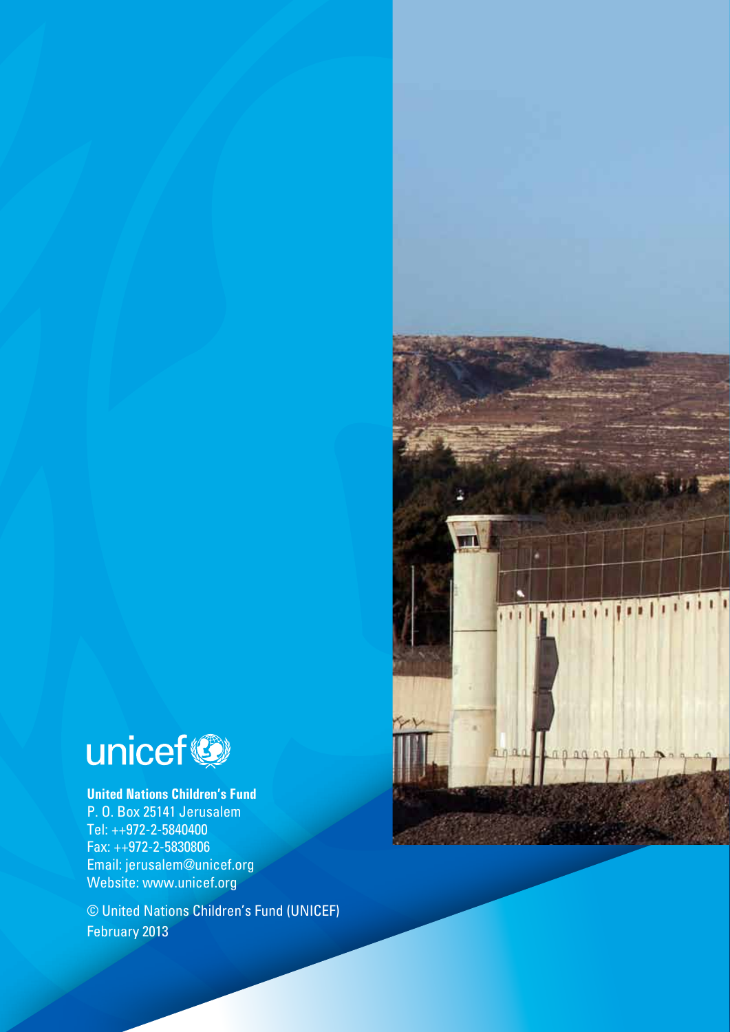unicef

**United Nations Children's Fund**
P. O. Box 25141 Jerusalem
Tel: ++972-2-5840400
Fax: ++972-2-5830806
Email: jerusalem@unicef.org
Website: www.unicef.org

© United Nations Children's Fund (UNICEF)
February 2013